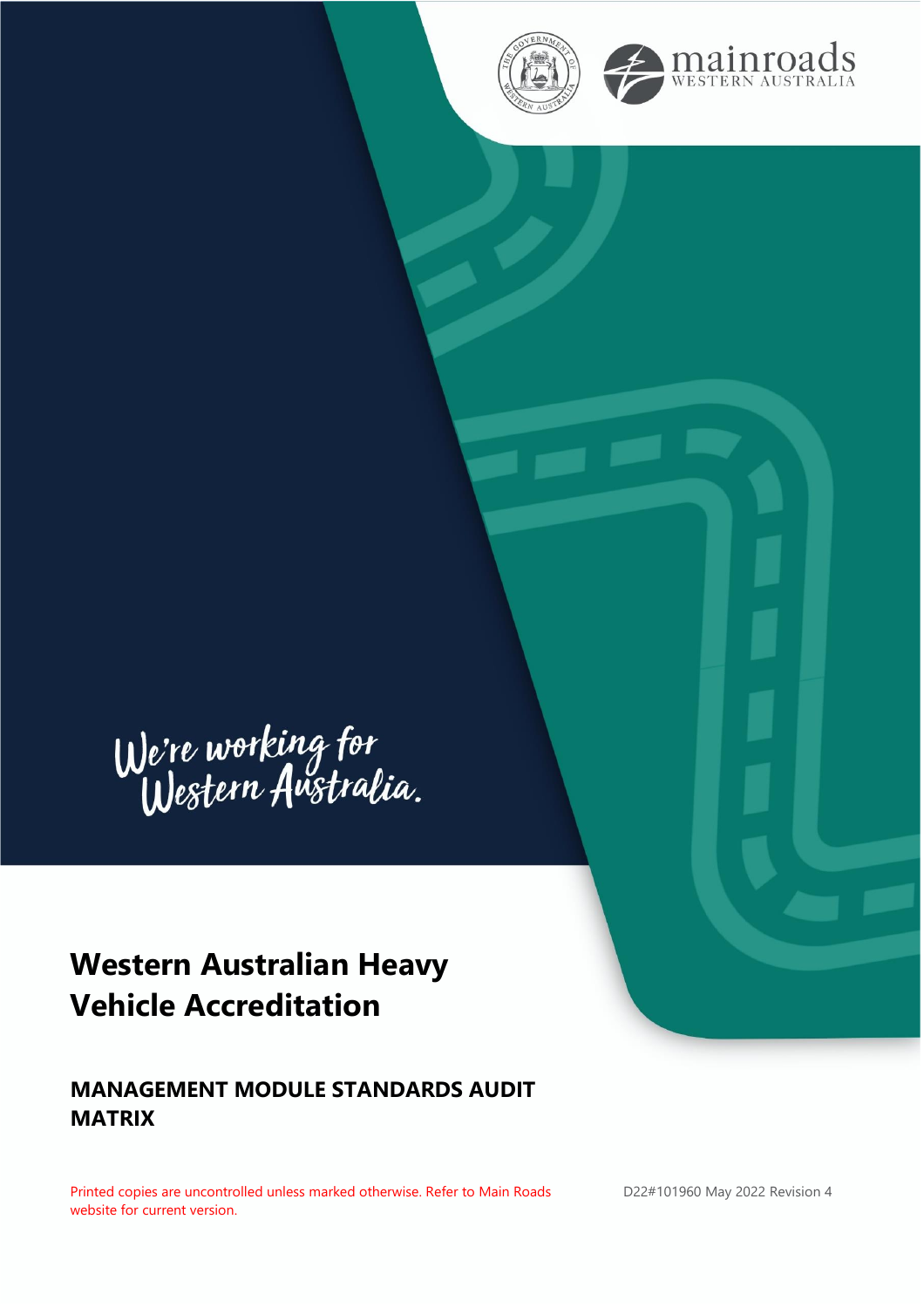We're working for Western Australia.

# Western Australian Heavy Vehicle Accreditation

## MANAGEMENT MODULE STANDARDS AUDIT MATRIX

Printed copies are uncontrolled unless marked otherwise. Refer to Main Roads website for current version.

D22#101960 May 2022 Revision 4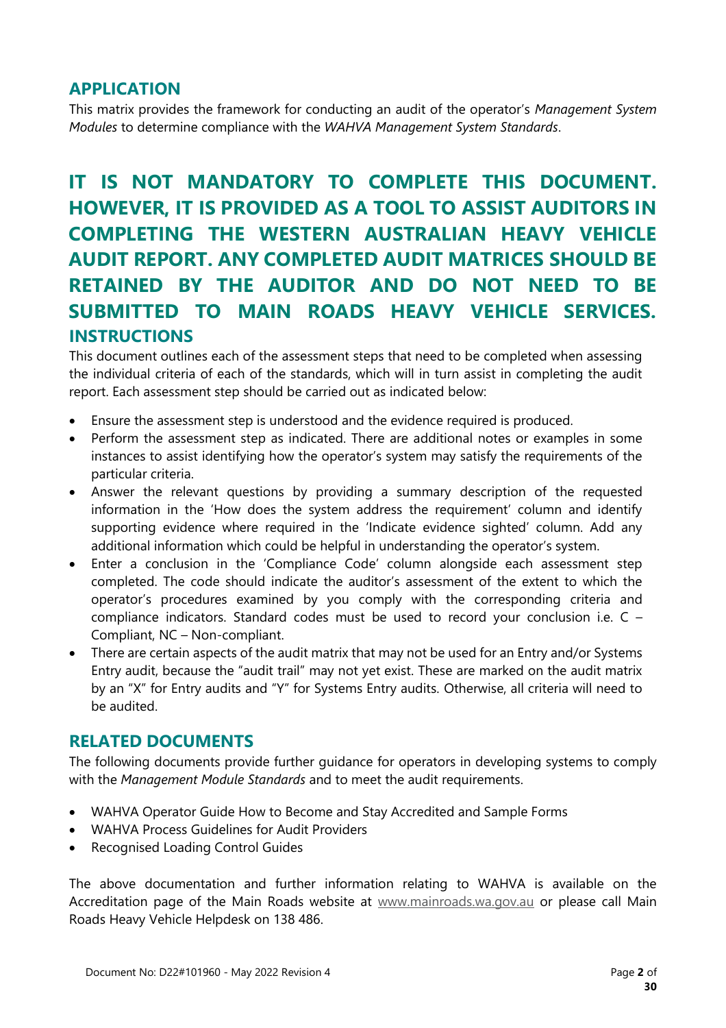## APPLICATION

This matrix provides the framework for conducting an audit of the operator's *Management System Modules* to determine compliance with the *WAHVA Management System Standards*.

# IT IS NOT MANDATORY TO COMPLETE THIS DOCUMENT. HOWEVER, IT IS PROVIDED AS A TOOL TO ASSIST AUDITORS IN COMPLETING THE WESTERN AUSTRALIAN HEAVY VEHICLE AUDIT REPORT. ANY COMPLETED AUDIT MATRICES SHOULD BE RETAINED BY THE AUDITOR AND DO NOT NEED TO BE SUBMITTED TO MAIN ROADS HEAVY VEHICLE SERVICES.

## INSTRUCTIONS

This document outlines each of the assessment steps that need to be completed when assessing the individual criteria of each of the standards, which will in turn assist in completing the audit report. Each assessment step should be carried out as indicated below:

- Ensure the assessment step is understood and the evidence required is produced.
- Perform the assessment step as indicated. There are additional notes or examples in some instances to assist identifying how the operator's system may satisfy the requirements of the particular criteria.
- Answer the relevant questions by providing a summary description of the requested information in the 'How does the system address the requirement' column and identify supporting evidence where required in the 'Indicate evidence sighted' column. Add any additional information which could be helpful in understanding the operator's system.
- Enter a conclusion in the 'Compliance Code' column alongside each assessment step completed. The code should indicate the auditor's assessment of the extent to which the operator's procedures examined by you comply with the corresponding criteria and compliance indicators. Standard codes must be used to record your conclusion i.e. C – Compliant, NC – Non-compliant.
- There are certain aspects of the audit matrix that may not be used for an Entry and/or Systems Entry audit, because the "audit trail" may not yet exist. These are marked on the audit matrix by an "X" for Entry audits and "Y" for Systems Entry audits. Otherwise, all criteria will need to be audited.

## RELATED DOCUMENTS

The following documents provide further guidance for operators in developing systems to comply with the *Management Module Standards* and to meet the audit requirements.

- WAHVA Operator Guide How to Become and Stay Accredited and Sample Forms
- WAHVA Process Guidelines for Audit Providers
- Recognised Loading Control Guides

The above documentation and further information relating to WAHVA is available on the Accreditation page of the Main Roads website at www.mainroads.wa.gov.au or please call Main Roads Heavy Vehicle Helpdesk on 138 486.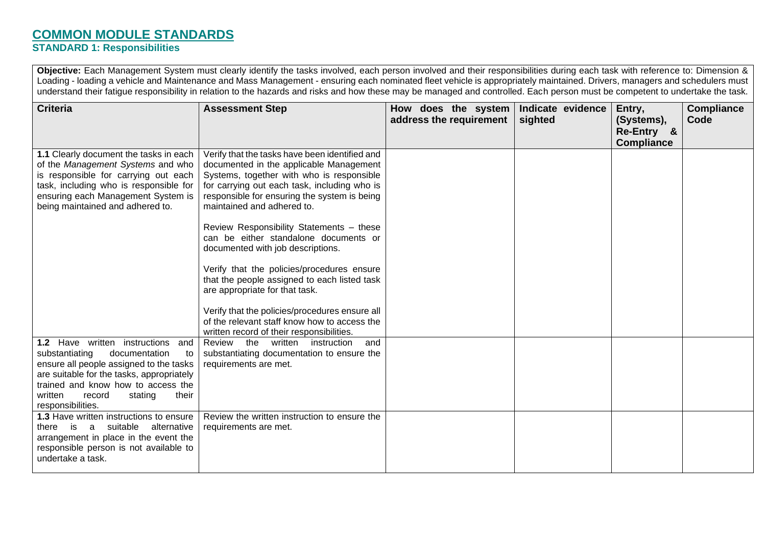# COMMON MODULE STANDARDS

## STANDARD 1: Responsibilities

**Objective:** Each Management System must clearly identify the tasks involved, each person involved and their responsibilities during each task with reference to: Dimension & Loading - loading a vehicle and Maintenance and Mass Management - ensuring each nominated fleet vehicle is appropriately maintained. Drivers, managers and schedulers must understand their fatigue responsibility in relation to the hazards and risks and how these may be managed and controlled. Each person must be competent to undertake the task.

| Criteria | Assessment Step | How does the system address the requirement | Indicate evidence sighted | Entry, (Systems), Re-Entry & Compliance | Compliance Code |
|---|---|---|---|---|---|
| **1.1** Clearly document the tasks in each of the *Management Systems* and who is responsible for carrying out each task, including who is responsible for ensuring each Management System is being maintained and adhered to. | Verify that the tasks have been identified and documented in the applicable Management Systems, together with who is responsible for carrying out each task, including who is responsible for ensuring the system is being maintained and adhered to.<br><br>Review Responsibility Statements – these can be either standalone documents or documented with job descriptions.<br><br>Verify that the policies/procedures ensure that the people assigned to each listed task are appropriate for that task.<br><br>Verify that the policies/procedures ensure all of the relevant staff know how to access the written record of their responsibilities. | | | | |
| **1.2** Have written instructions and substantiating documentation to ensure all people assigned to the tasks are suitable for the tasks, appropriately trained and know how to access the written record stating their responsibilities. | Review the written instruction and substantiating documentation to ensure the requirements are met. | | | | |
| **1.3** Have written instructions to ensure there is a suitable alternative arrangement in place in the event the responsible person is not available to undertake a task. | Review the written instruction to ensure the requirements are met. | | | | |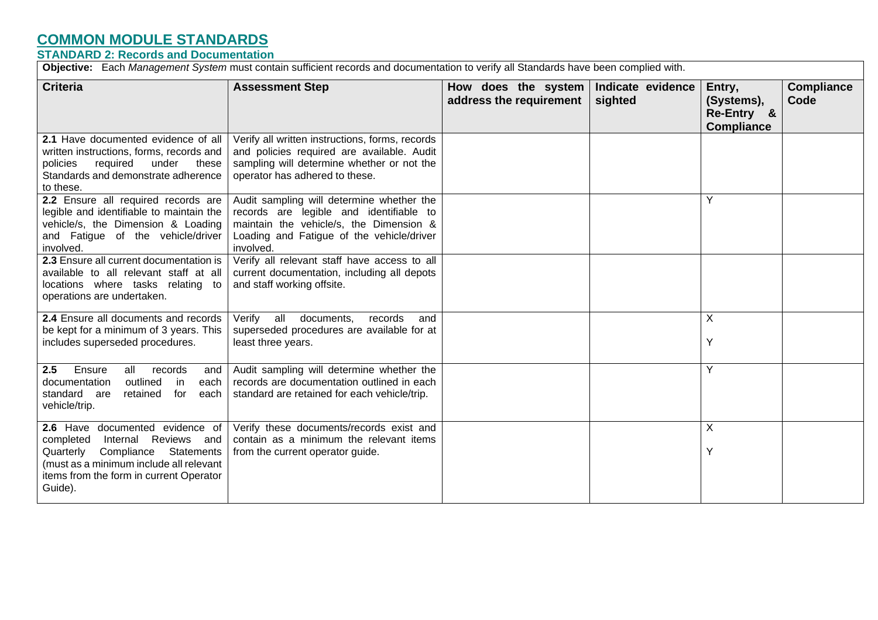# COMMON MODULE STANDARDS

## STANDARD 2: Records and Documentation

| **Objective:** Each *Management System* must contain sufficient records and documentation to verify all Standards have been complied with. | | | | | |
|---|---|---|---|---|---|
| **Criteria** | **Assessment Step** | **How does the system address the requirement** | **Indicate evidence sighted** | **Entry, (Systems), Re-Entry & Compliance** | **Compliance Code** |
| **2.1** Have documented evidence of all written instructions, forms, records and policies required under these Standards and demonstrate adherence to these. | Verify all written instructions, forms, records and policies required are available. Audit sampling will determine whether or not the operator has adhered to these. | | | | |
| **2.2** Ensure all required records are legible and identifiable to maintain the vehicle/s, the Dimension & Loading and Fatigue of the vehicle/driver involved. | Audit sampling will determine whether the records are legible and identifiable to maintain the vehicle/s, the Dimension & Loading and Fatigue of the vehicle/driver involved. | | | Y | |
| **2.3** Ensure all current documentation is available to all relevant staff at all locations where tasks relating to operations are undertaken. | Verify all relevant staff have access to all current documentation, including all depots and staff working offsite. | | | | |
| **2.4** Ensure all documents and records be kept for a minimum of 3 years. This includes superseded procedures. | Verify all documents, records and superseded procedures are available for at least three years. | | | X<br><br>Y | |
| **2.5** Ensure all records and documentation outlined in each standard are retained for each vehicle/trip. | Audit sampling will determine whether the records are documentation outlined in each standard are retained for each vehicle/trip. | | | Y | |
| **2.6** Have documented evidence of completed Internal Reviews and Quarterly Compliance Statements (must as a minimum include all relevant items from the form in current Operator Guide). | Verify these documents/records exist and contain as a minimum the relevant items from the current operator guide. | | | X<br><br>Y | |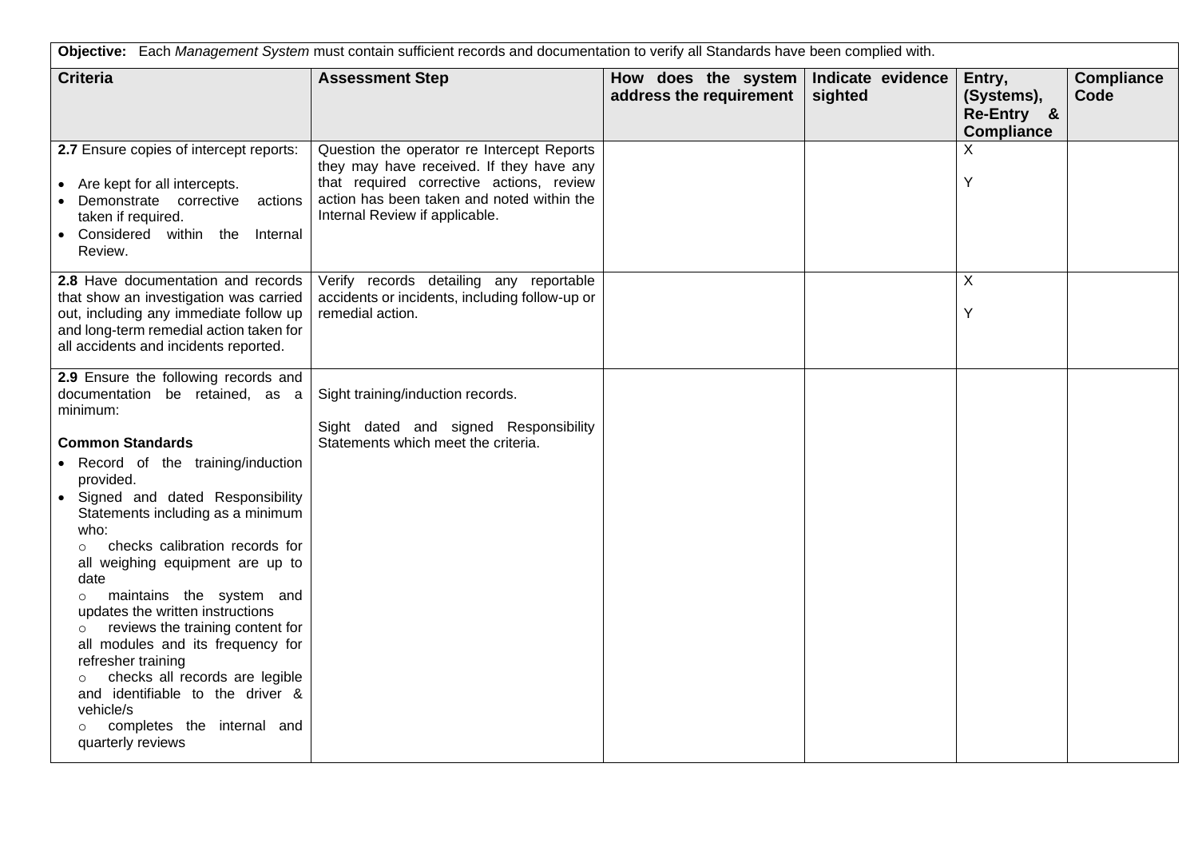| **Objective:** Each *Management System* must contain sufficient records and documentation to verify all Standards have been complied with. | | | | | |
|---|---|---|---|---|---|
| **Criteria** | **Assessment Step** | **How does the system address the requirement** | **Indicate evidence sighted** | **Entry, (Systems), Re-Entry & Compliance** | **Compliance Code** |
| **2.7** Ensure copies of intercept reports:<br><br>• Are kept for all intercepts.<br>• Demonstrate corrective actions taken if required.<br>• Considered within the Internal Review. | Question the operator re Intercept Reports they may have received. If they have any that required corrective actions, review action has been taken and noted within the Internal Review if applicable. | | | X<br><br>Y | |
| **2.8** Have documentation and records that show an investigation was carried out, including any immediate follow up and long-term remedial action taken for all accidents and incidents reported. | Verify records detailing any reportable accidents or incidents, including follow-up or remedial action. | | | X<br><br>Y | |
| **2.9** Ensure the following records and documentation be retained, as a minimum:<br><br>**Common Standards**<br>• Record of the training/induction provided.<br>• Signed and dated Responsibility Statements including as a minimum who:<br>○ checks calibration records for all weighing equipment are up to date<br>○ maintains the system and updates the written instructions<br>○ reviews the training content for all modules and its frequency for refresher training<br>○ checks all records are legible and identifiable to the driver & vehicle/s<br>○ completes the internal and quarterly reviews | Sight training/induction records.<br><br>Sight dated and signed Responsibility Statements which meet the criteria. | | | | |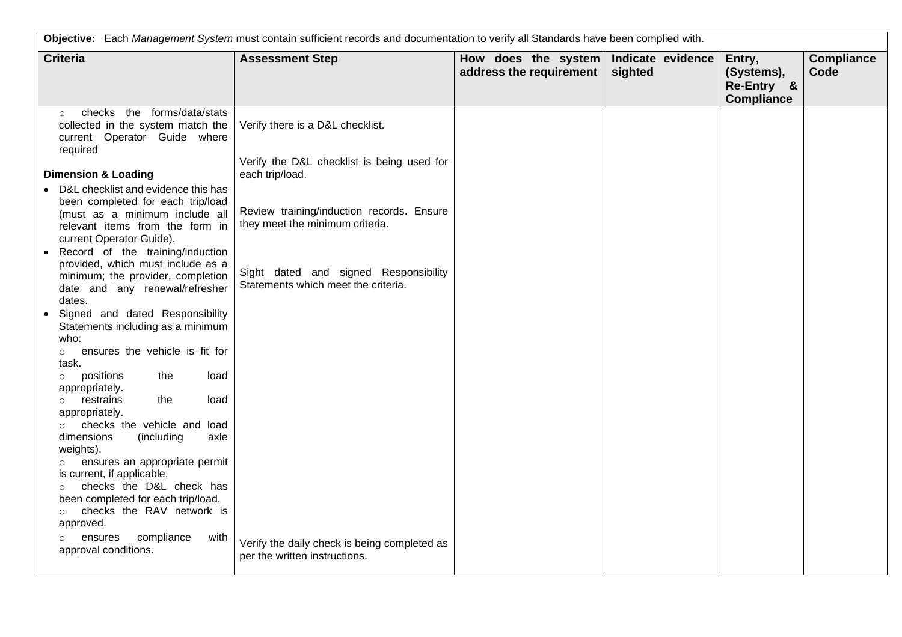| **Objective:** Each *Management System* must contain sufficient records and documentation to verify all Standards have been complied with. | | | | | |
|---|---|---|---|---|---|
| **Criteria** | **Assessment Step** | **How does the system address the requirement** | **Indicate evidence sighted** | **Entry, (Systems), Re-Entry & Compliance** | **Compliance Code** |
| ○ checks the forms/data/stats collected in the system match the current Operator Guide where required<br><br>**Dimension & Loading**<br>• D&L checklist and evidence this has been completed for each trip/load (must as a minimum include all relevant items from the form in current Operator Guide).<br>• Record of the training/induction provided, which must include as a minimum; the provider, completion date and any renewal/refresher dates.<br>• Signed and dated Responsibility Statements including as a minimum who:<br>○ ensures the vehicle is fit for task.<br>○ positions the load appropriately.<br>○ restrains the load appropriately.<br>○ checks the vehicle and load dimensions (including axle weights).<br>○ ensures an appropriate permit is current, if applicable.<br>○ checks the D&L check has been completed for each trip/load.<br>○ checks the RAV network is approved.<br>○ ensures compliance with approval conditions. | Verify there is a D&L checklist.<br><br>Verify the D&L checklist is being used for each trip/load.<br><br>Review training/induction records. Ensure they meet the minimum criteria.<br><br>Sight dated and signed Responsibility Statements which meet the criteria.<br><br>Verify the daily check is being completed as per the written instructions. | | | | |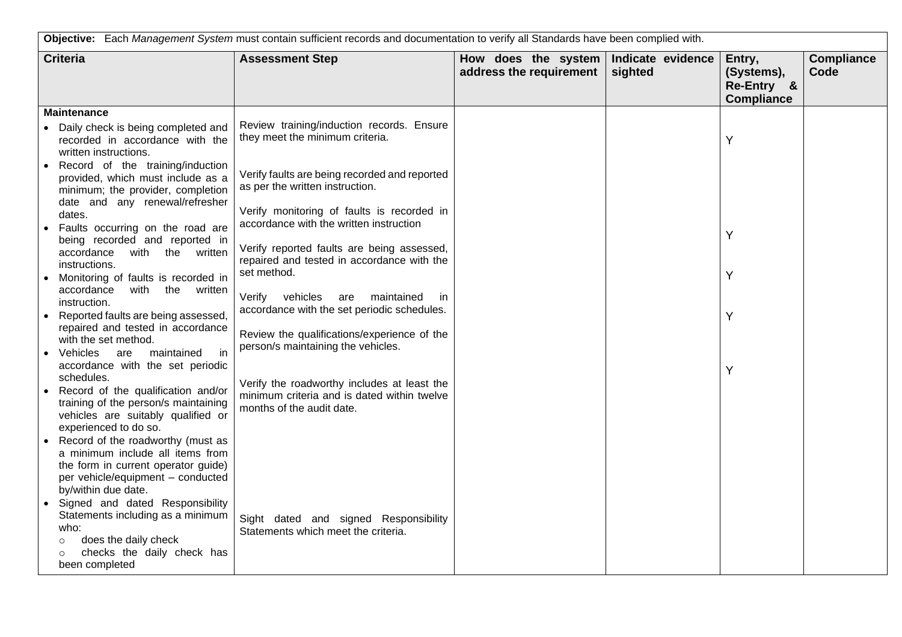| Objective: Each *Management System* must contain sufficient records and documentation to verify all Standards have been complied with. | | | | | |
|---|---|---|---|---|---|
| **Criteria** | **Assessment Step** | **How does the system address the requirement** | **Indicate evidence sighted** | **Entry, (Systems), Re-Entry & Compliance** | **Compliance Code** |
| **Maintenance**<br>• Daily check is being completed and recorded in accordance with the written instructions.<br>• Record of the training/induction provided, which must include as a minimum; the provider, completion date and any renewal/refresher dates.<br>• Faults occurring on the road are being recorded and reported in accordance with the written instructions.<br>• Monitoring of faults is recorded in accordance with the written instruction.<br>• Reported faults are being assessed, repaired and tested in accordance with the set method.<br>• Vehicles are maintained in accordance with the set periodic schedules.<br>• Record of the qualification and/or training of the person/s maintaining vehicles are suitably qualified or experienced to do so.<br>• Record of the roadworthy (must as a minimum include all items from the form in current operator guide) per vehicle/equipment – conducted by/within due date.<br>• Signed and dated Responsibility Statements including as a minimum who:<br>  ○ does the daily check<br>  ○ checks the daily check has been completed | Review training/induction records. Ensure they meet the minimum criteria.<br><br>Verify faults are being recorded and reported as per the written instruction.<br><br>Verify monitoring of faults is recorded in accordance with the written instruction<br><br>Verify reported faults are being assessed, repaired and tested in accordance with the set method.<br><br>Verify vehicles are maintained in accordance with the set periodic schedules.<br><br>Review the qualifications/experience of the person/s maintaining the vehicles.<br><br>Verify the roadworthy includes at least the minimum criteria and is dated within twelve months of the audit date.<br><br>Sight dated and signed Responsibility Statements which meet the criteria. | | | Y<br><br>Y<br><br>Y<br><br>Y<br><br>Y | |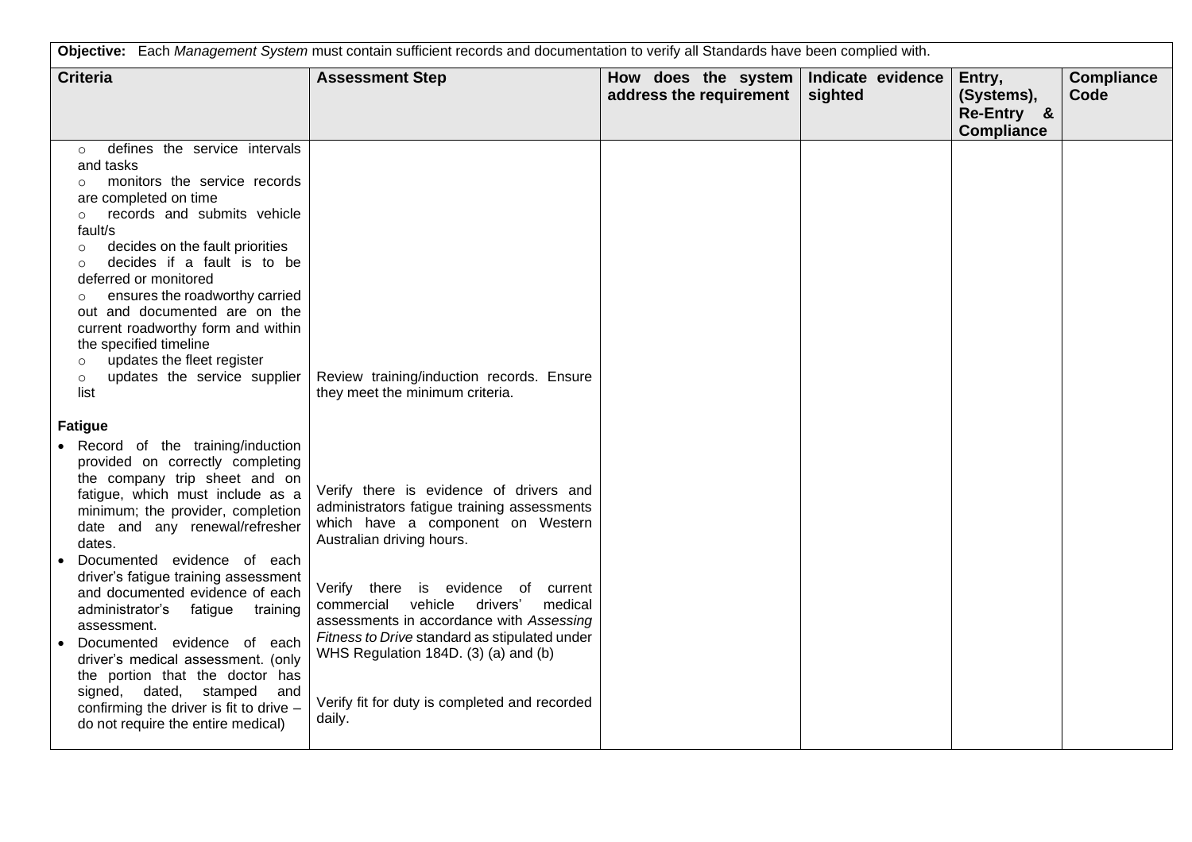| Objective: Each *Management System* must contain sufficient records and documentation to verify all Standards have been complied with. | | | | | |
|---|---|---|---|---|---|
| **Criteria** | **Assessment Step** | **How does the system address the requirement** | **Indicate evidence sighted** | **Entry, (Systems), Re-Entry & Compliance** | **Compliance Code** |
| ○ defines the service intervals and tasks<br>○ monitors the service records are completed on time<br>○ records and submits vehicle fault/s<br>○ decides on the fault priorities<br>○ decides if a fault is to be deferred or monitored<br>○ ensures the roadworthy carried out and documented are on the current roadworthy form and within the specified timeline<br>○ updates the fleet register<br>○ updates the service supplier list | Review training/induction records. Ensure they meet the minimum criteria. | | | | |
| **Fatigue**<br>• Record of the training/induction provided on correctly completing the company trip sheet and on fatigue, which must include as a minimum; the provider, completion date and any renewal/refresher dates.<br>• Documented evidence of each driver's fatigue training assessment and documented evidence of each administrator's fatigue training assessment.<br>• Documented evidence of each driver's medical assessment. (only the portion that the doctor has signed, dated, stamped and confirming the driver is fit to drive – do not require the entire medical) | Verify there is evidence of drivers and administrators fatigue training assessments which have a component on Western Australian driving hours.<br><br>Verify there is evidence of current commercial vehicle drivers' medical assessments in accordance with *Assessing Fitness to Drive* standard as stipulated under WHS Regulation 184D. (3) (a) and (b)<br><br>Verify fit for duty is completed and recorded daily. | | | | |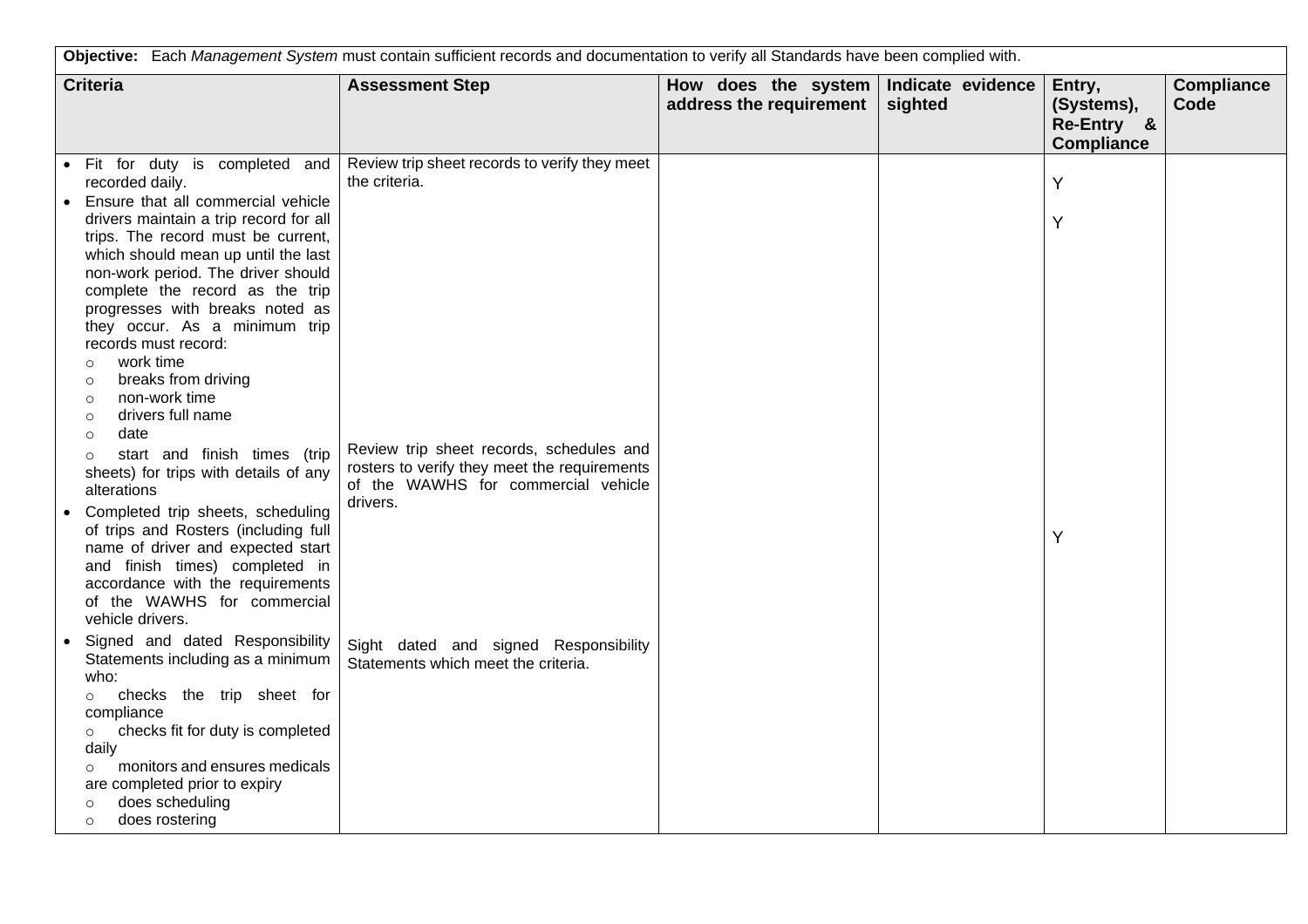| **Objective:** Each *Management System* must contain sufficient records and documentation to verify all Standards have been complied with. | | | | | |
|---|---|---|---|---|---|
| **Criteria** | **Assessment Step** | **How does the system address the requirement** | **Indicate evidence sighted** | **Entry, (Systems), Re-Entry & Compliance** | **Compliance Code** |
| • Fit for duty is completed and recorded daily. | Review trip sheet records to verify they meet the criteria. | | | Y | |
| • Ensure that all commercial vehicle drivers maintain a trip record for all trips. The record must be current, which should mean up until the last non-work period. The driver should complete the record as the trip progresses with breaks noted as they occur. As a minimum trip records must record:<br>○ work time<br>○ breaks from driving<br>○ non-work time<br>○ drivers full name<br>○ date<br>○ start and finish times (trip sheets) for trips with details of any alterations | | | | Y | |
| • Completed trip sheets, scheduling of trips and Rosters (including full name of driver and expected start and finish times) completed in accordance with the requirements of the WAWHS for commercial vehicle drivers. | Review trip sheet records, schedules and rosters to verify they meet the requirements of the WAWHS for commercial vehicle drivers. | | | Y | |
| • Signed and dated Responsibility Statements including as a minimum who:<br>○ checks the trip sheet for compliance<br>○ checks fit for duty is completed daily<br>○ monitors and ensures medicals are completed prior to expiry<br>○ does scheduling<br>○ does rostering | Sight dated and signed Responsibility Statements which meet the criteria. | | | | |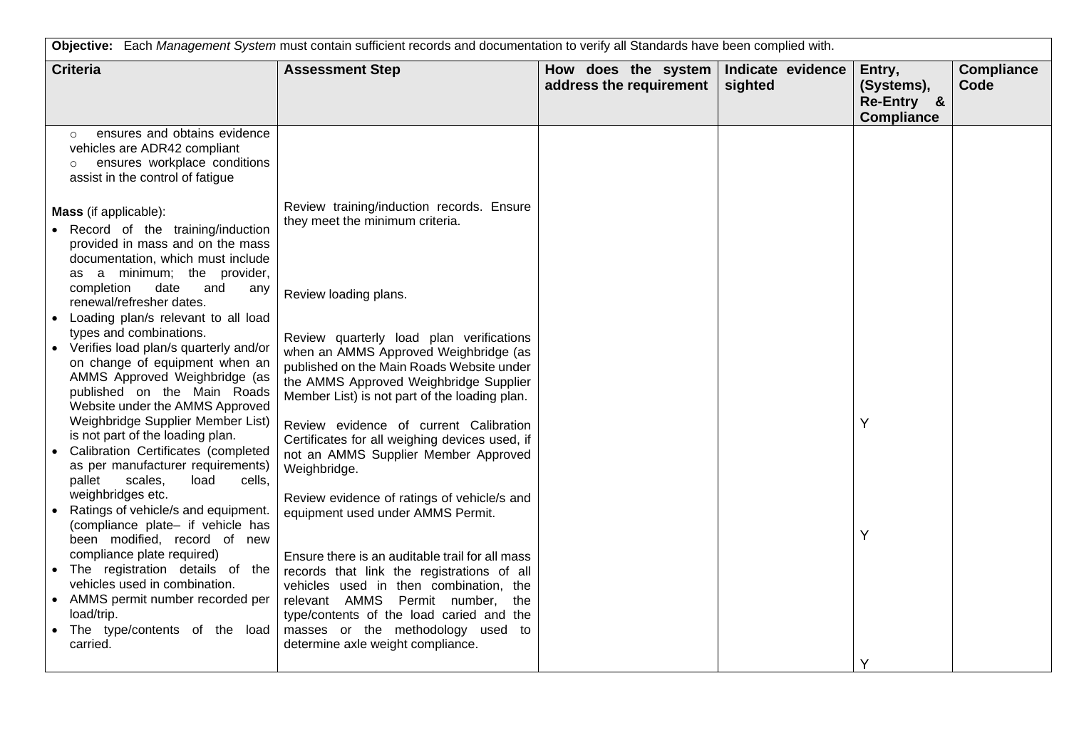| Objective: Each *Management System* must contain sufficient records and documentation to verify all Standards have been complied with. | | | | | |
|---|---|---|---|---|---|
| **Criteria** | **Assessment Step** | **How does the system address the requirement** | **Indicate evidence sighted** | **Entry, (Systems), Re-Entry & Compliance** | **Compliance Code** |
| ○ ensures and obtains evidence vehicles are ADR42 compliant<br>○ ensures workplace conditions assist in the control of fatigue | | | | | |
| **Mass** (if applicable):<br>• Record of the training/induction provided in mass and on the mass documentation, which must include as a minimum; the provider, completion date and any renewal/refresher dates. | Review training/induction records. Ensure they meet the minimum criteria. | | | | |
| • Loading plan/s relevant to all load types and combinations. | Review loading plans. | | | | |
| • Verifies load plan/s quarterly and/or on change of equipment when an AMMS Approved Weighbridge (as published on the Main Roads Website under the AMMS Approved Weighbridge Supplier Member List) is not part of the loading plan. | Review quarterly load plan verifications when an AMMS Approved Weighbridge (as published on the Main Roads Website under the AMMS Approved Weighbridge Supplier Member List) is not part of the loading plan. | | | | |
| • Calibration Certificates (completed as per manufacturer requirements) pallet scales, load cells, weighbridges etc. | Review evidence of current Calibration Certificates for all weighing devices used, if not an AMMS Supplier Member Approved Weighbridge. | | | Y | |
| • Ratings of vehicle/s and equipment. (compliance plate– if vehicle has been modified, record of new compliance plate required) | Review evidence of ratings of vehicle/s and equipment used under AMMS Permit. | | | Y | |
| • The registration details of the vehicles used in combination.<br>• AMMS permit number recorded per load/trip.<br>• The type/contents of the load carried. | Ensure there is an auditable trail for all mass records that link the registrations of all vehicles used in then combination, the relevant AMMS Permit number, the type/contents of the load caried and the masses or the methodology used to determine axle weight compliance. | | | Y | |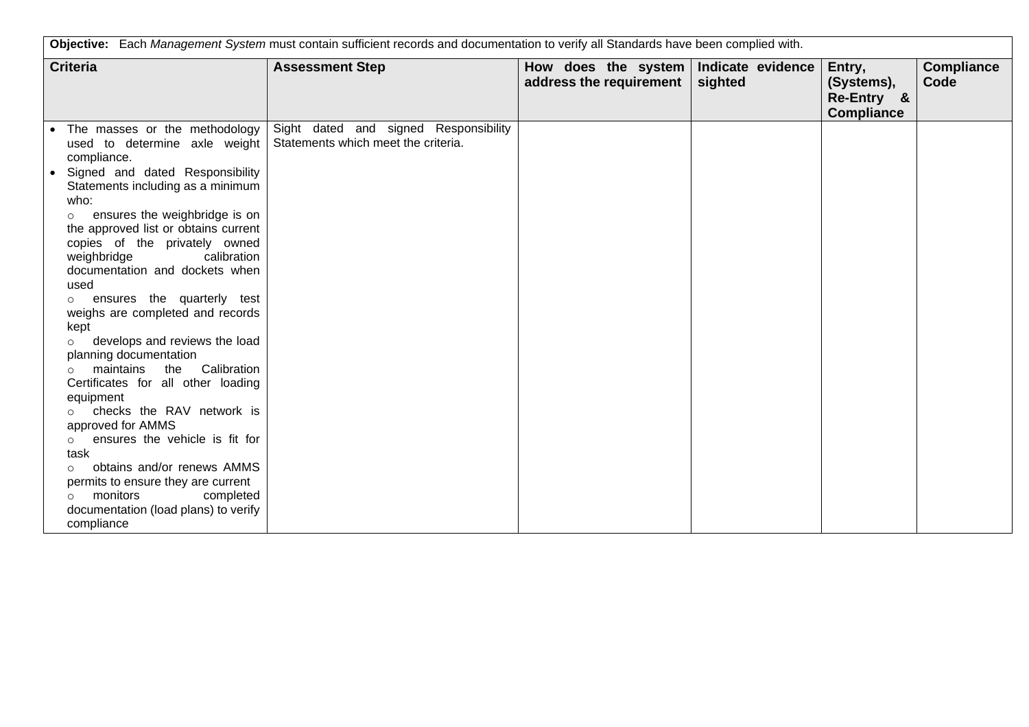**Objective:** Each *Management System* must contain sufficient records and documentation to verify all Standards have been complied with.

| Criteria | Assessment Step | How does the system address the requirement | Indicate evidence sighted | Entry, (Systems), Re-Entry & Compliance | Compliance Code |
|---|---|---|---|---|---|
| • The masses or the methodology used to determine axle weight compliance.<br>• Signed and dated Responsibility Statements including as a minimum who:<br>○ ensures the weighbridge is on the approved list or obtains current copies of the privately owned weighbridge calibration documentation and dockets when used<br>○ ensures the quarterly test weighs are completed and records kept<br>○ develops and reviews the load planning documentation<br>○ maintains the Calibration Certificates for all other loading equipment<br>○ checks the RAV network is approved for AMMS<br>○ ensures the vehicle is fit for task<br>○ obtains and/or renews AMMS permits to ensure they are current<br>○ monitors completed documentation (load plans) to verify compliance | Sight dated and signed Responsibility Statements which meet the criteria. | | | | |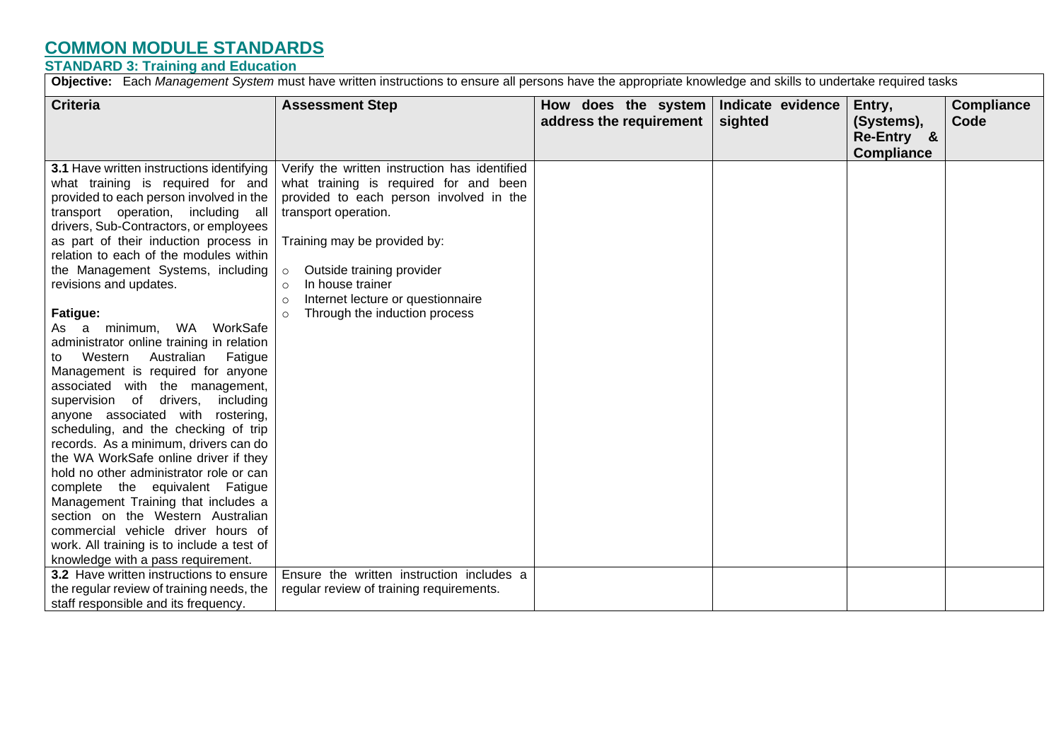# COMMON MODULE STANDARDS

## STANDARD 3: Training and Education

**Objective:** Each *Management System* must have written instructions to ensure all persons have the appropriate knowledge and skills to undertake required tasks

| Criteria | Assessment Step | How does the system address the requirement | Indicate evidence sighted | Entry, (Systems), Re-Entry & Compliance | Compliance Code |
|---|---|---|---|---|---|
| **3.1** Have written instructions identifying what training is required for and provided to each person involved in the transport operation, including all drivers, Sub-Contractors, or employees as part of their induction process in relation to each of the modules within the Management Systems, including revisions and updates.<br><br>**Fatigue:**<br>As a minimum, WA WorkSafe administrator online training in relation to Western Australian Fatigue Management is required for anyone associated with the management, supervision of drivers, including anyone associated with rostering, scheduling, and the checking of trip records. As a minimum, drivers can do the WA WorkSafe online driver if they hold no other administrator role or can complete the equivalent Fatigue Management Training that includes a section on the Western Australian commercial vehicle driver hours of work. All training is to include a test of knowledge with a pass requirement. | Verify the written instruction has identified what training is required for and been provided to each person involved in the transport operation.<br><br>Training may be provided by:<br><br>○ Outside training provider<br>○ In house trainer<br>○ Internet lecture or questionnaire<br>○ Through the induction process | | | | |
| **3.2** Have written instructions to ensure the regular review of training needs, the staff responsible and its frequency. | Ensure the written instruction includes a regular review of training requirements. | | | | |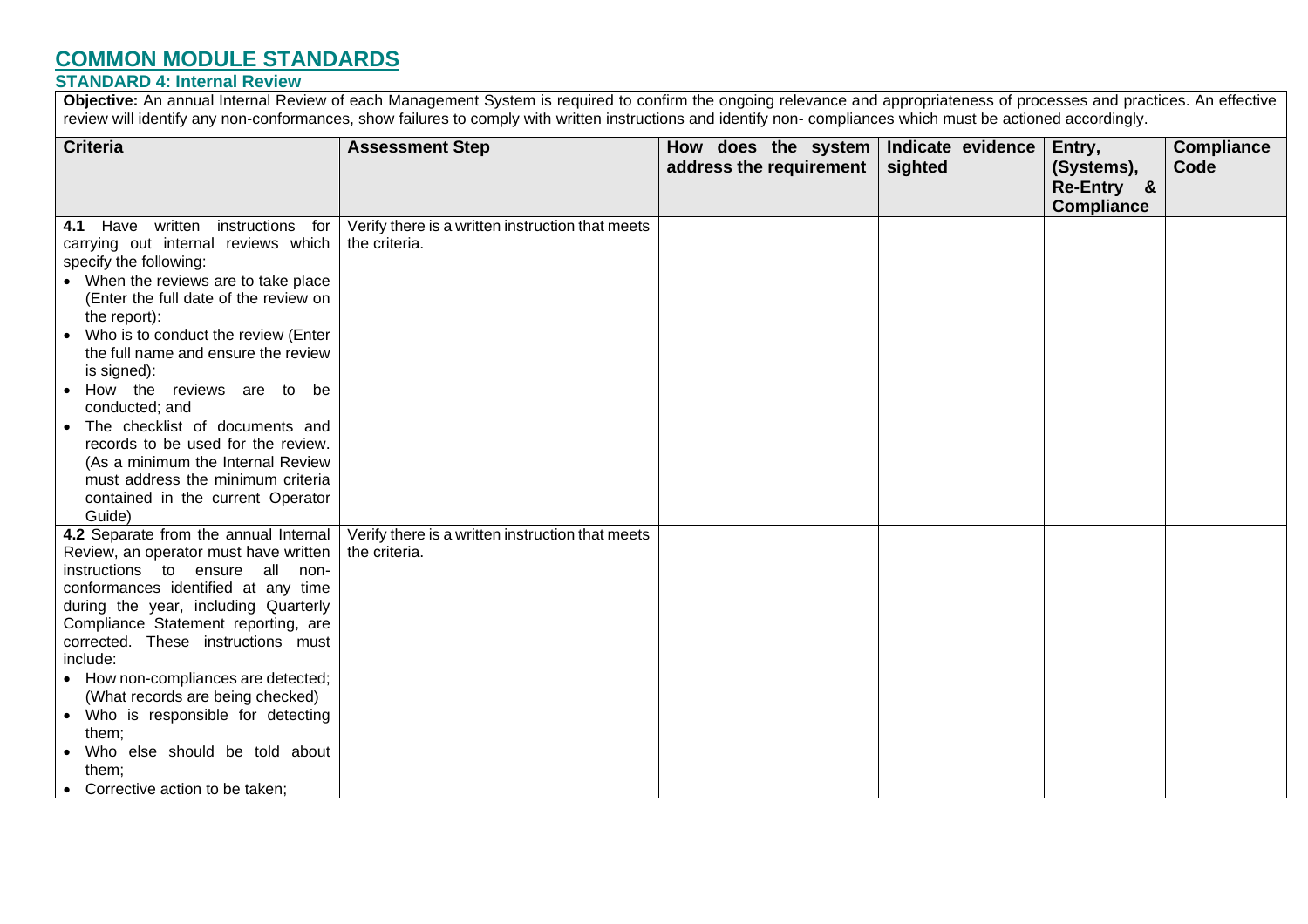# COMMON MODULE STANDARDS

## STANDARD 4: Internal Review

**Objective:** An annual Internal Review of each Management System is required to confirm the ongoing relevance and appropriateness of processes and practices. An effective review will identify any non-conformances, show failures to comply with written instructions and identify non- compliances which must be actioned accordingly.

| Criteria | Assessment Step | How does the system address the requirement | Indicate evidence sighted | Entry, (Systems), Re-Entry & Compliance | Compliance Code |
|---|---|---|---|---|---|
| **4.1** Have written instructions for carrying out internal reviews which specify the following:<br>• When the reviews are to take place (Enter the full date of the review on the report):<br>• Who is to conduct the review (Enter the full name and ensure the review is signed):<br>• How the reviews are to be conducted; and<br>• The checklist of documents and records to be used for the review. (As a minimum the Internal Review must address the minimum criteria contained in the current Operator Guide) | Verify there is a written instruction that meets the criteria. | | | | |
| **4.2** Separate from the annual Internal Review, an operator must have written instructions to ensure all non-conformances identified at any time during the year, including Quarterly Compliance Statement reporting, are corrected. These instructions must include:<br>• How non-compliances are detected; (What records are being checked)<br>• Who is responsible for detecting them;<br>• Who else should be told about them;<br>• Corrective action to be taken; | Verify there is a written instruction that meets the criteria. | | | | |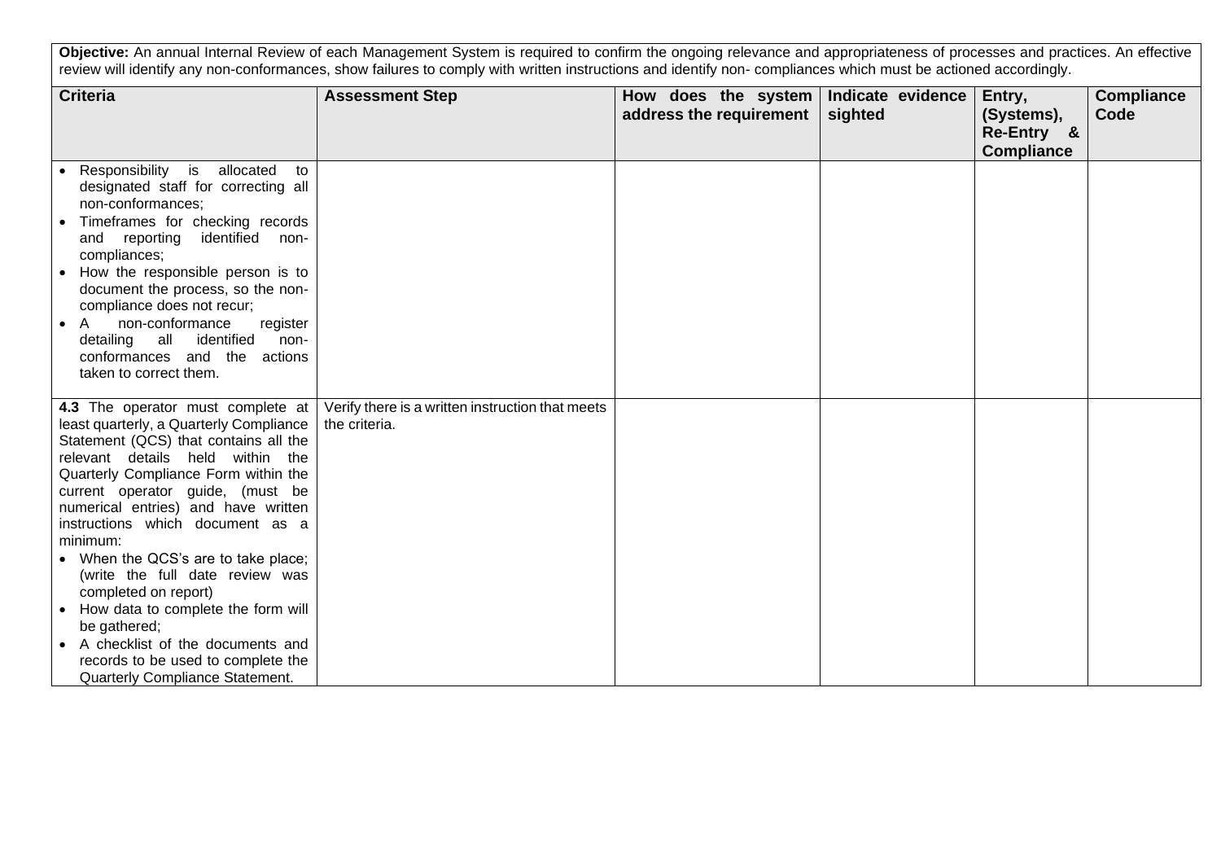**Objective:** An annual Internal Review of each Management System is required to confirm the ongoing relevance and appropriateness of processes and practices. An effective review will identify any non-conformances, show failures to comply with written instructions and identify non- compliances which must be actioned accordingly.

| Criteria | Assessment Step | How does the system address the requirement | Indicate evidence sighted | Entry, (Systems), Re-Entry & Compliance | Compliance Code |
|---|---|---|---|---|---|
| • Responsibility is allocated to designated staff for correcting all non-conformances;<br>• Timeframes for checking records and reporting identified non-compliances;<br>• How the responsible person is to document the process, so the non-compliance does not recur;<br>• A non-conformance register detailing all identified non-conformances and the actions taken to correct them. | | | | | |
| **4.3** The operator must complete at least quarterly, a Quarterly Compliance Statement (QCS) that contains all the relevant details held within the Quarterly Compliance Form within the current operator guide, (must be numerical entries) and have written instructions which document as a minimum:<br>• When the QCS's are to take place; (write the full date review was completed on report)<br>• How data to complete the form will be gathered;<br>• A checklist of the documents and records to be used to complete the Quarterly Compliance Statement. | Verify there is a written instruction that meets the criteria. | | | | |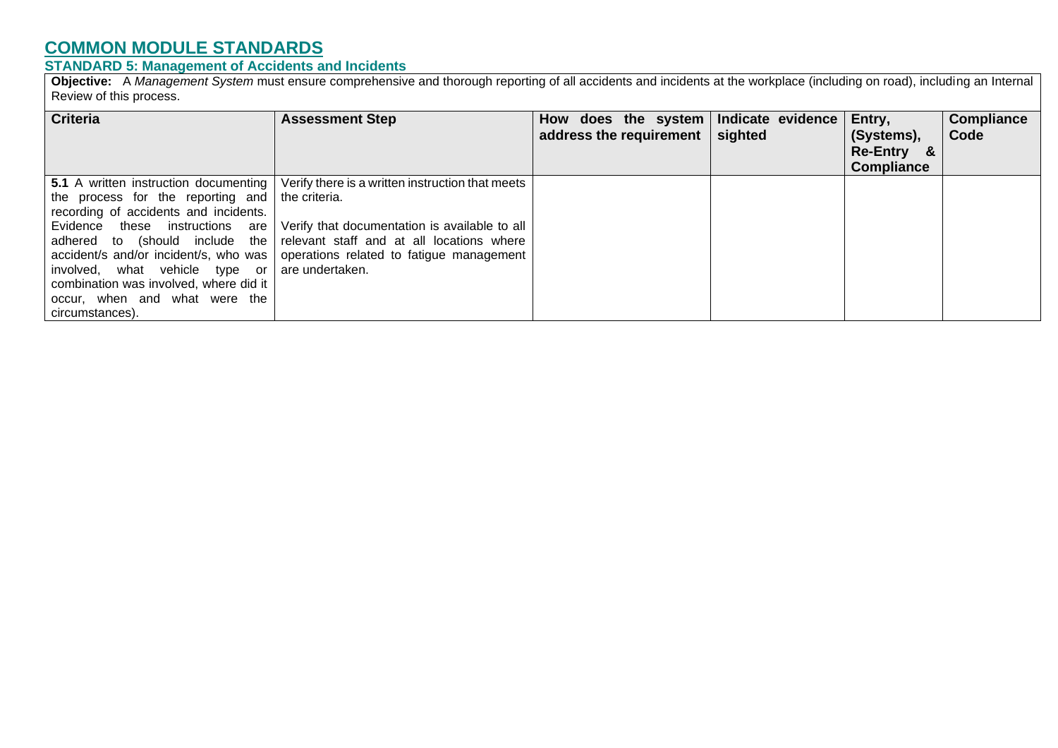# COMMON MODULE STANDARDS

## STANDARD 5: Management of Accidents and Incidents

**Objective:** A *Management System* must ensure comprehensive and thorough reporting of all accidents and incidents at the workplace (including on road), including an Internal Review of this process.

| Criteria | Assessment Step | How does the system address the requirement | Indicate evidence sighted | Entry, (Systems), Re-Entry & Compliance | Compliance Code |
|---|---|---|---|---|---|
| **5.1** A written instruction documenting the process for the reporting and recording of accidents and incidents. Evidence these instructions are adhered to (should include the accident/s and/or incident/s, who was involved, what vehicle type or combination was involved, where did it occur, when and what were the circumstances). | Verify there is a written instruction that meets the criteria.<br><br>Verify that documentation is available to all relevant staff and at all locations where operations related to fatigue management are undertaken. | | | | |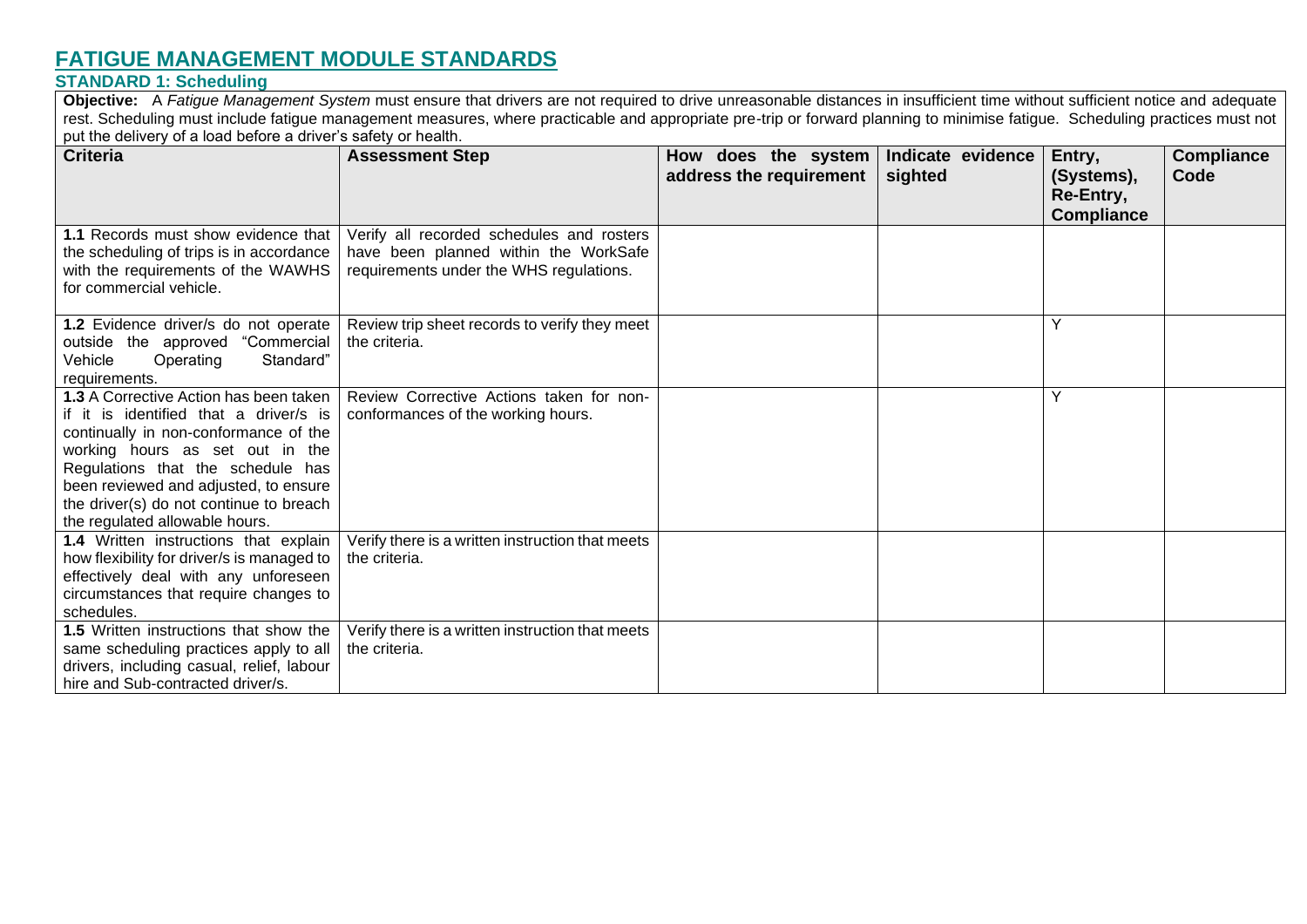# FATIGUE MANAGEMENT MODULE STANDARDS

## STANDARD 1: Scheduling

**Objective:** A *Fatigue Management System* must ensure that drivers are not required to drive unreasonable distances in insufficient time without sufficient notice and adequate rest. Scheduling must include fatigue management measures, where practicable and appropriate pre-trip or forward planning to minimise fatigue. Scheduling practices must not put the delivery of a load before a driver's safety or health.

| Criteria | Assessment Step | How does the system address the requirement | Indicate evidence sighted | Entry, (Systems), Re-Entry, Compliance | Compliance Code |
|---|---|---|---|---|---|
| **1.1** Records must show evidence that the scheduling of trips is in accordance with the requirements of the WAWHS for commercial vehicle. | Verify all recorded schedules and rosters have been planned within the WorkSafe requirements under the WHS regulations. | | | | |
| **1.2** Evidence driver/s do not operate outside the approved "Commercial Vehicle Operating Standard" requirements. | Review trip sheet records to verify they meet the criteria. | | | Y | |
| **1.3** A Corrective Action has been taken if it is identified that a driver/s is continually in non-conformance of the working hours as set out in the Regulations that the schedule has been reviewed and adjusted, to ensure the driver(s) do not continue to breach the regulated allowable hours. | Review Corrective Actions taken for non-conformances of the working hours. | | | Y | |
| **1.4** Written instructions that explain how flexibility for driver/s is managed to effectively deal with any unforeseen circumstances that require changes to schedules. | Verify there is a written instruction that meets the criteria. | | | | |
| **1.5** Written instructions that show the same scheduling practices apply to all drivers, including casual, relief, labour hire and Sub-contracted driver/s. | Verify there is a written instruction that meets the criteria. | | | | |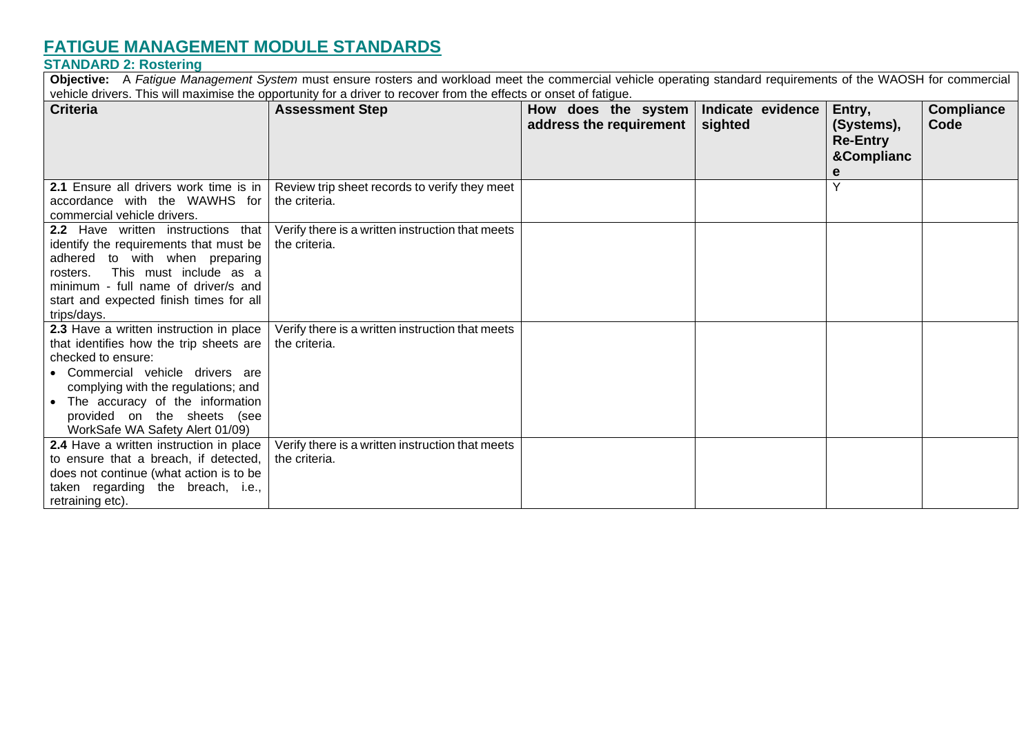# FATIGUE MANAGEMENT MODULE STANDARDS

### STANDARD 2: Rostering

**Objective:** A *Fatigue Management System* must ensure rosters and workload meet the commercial vehicle operating standard requirements of the WAOSH for commercial vehicle drivers. This will maximise the opportunity for a driver to recover from the effects or onset of fatigue.

| Criteria | Assessment Step | How does the system address the requirement | Indicate evidence sighted | Entry, (Systems), Re-Entry &Compliance | Compliance Code |
|---|---|---|---|---|---|
| **2.1** Ensure all drivers work time is in accordance with the WAWHS for commercial vehicle drivers. | Review trip sheet records to verify they meet the criteria. | | | Y | |
| **2.2** Have written instructions that identify the requirements that must be adhered to with when preparing rosters. This must include as a minimum - full name of driver/s and start and expected finish times for all trips/days. | Verify there is a written instruction that meets the criteria. | | | | |
| **2.3** Have a written instruction in place that identifies how the trip sheets are checked to ensure:<br>• Commercial vehicle drivers are complying with the regulations; and<br>• The accuracy of the information provided on the sheets (see WorkSafe WA Safety Alert 01/09) | Verify there is a written instruction that meets the criteria. | | | | |
| **2.4** Have a written instruction in place to ensure that a breach, if detected, does not continue (what action is to be taken regarding the breach, i.e., retraining etc). | Verify there is a written instruction that meets the criteria. | | | | |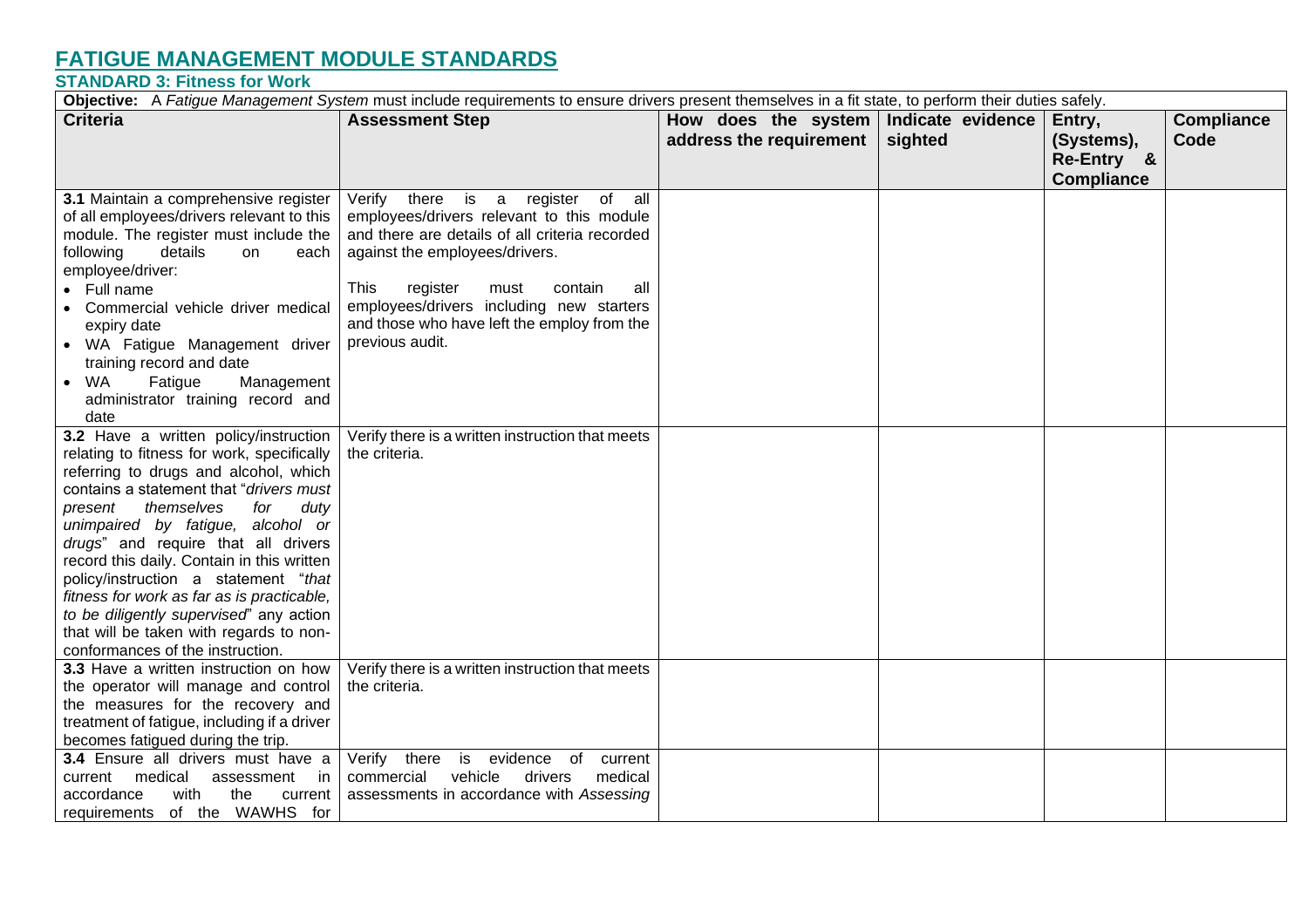# FATIGUE MANAGEMENT MODULE STANDARDS

## STANDARD 3: Fitness for Work

**Objective:** A *Fatigue Management System* must include requirements to ensure drivers present themselves in a fit state, to perform their duties safely.

| Criteria | Assessment Step | How does the system address the requirement | Indicate evidence sighted | Entry, (Systems), Re-Entry & Compliance | Compliance Code |
|---|---|---|---|---|---|
| **3.1** Maintain a comprehensive register of all employees/drivers relevant to this module. The register must include the following details on each employee/driver:<br>• Full name<br>• Commercial vehicle driver medical expiry date<br>• WA Fatigue Management driver training record and date<br>• WA Fatigue Management administrator training record and date | Verify there is a register of all employees/drivers relevant to this module and there are details of all criteria recorded against the employees/drivers.<br><br>This register must contain all employees/drivers including new starters and those who have left the employ from the previous audit. | | | | |
| **3.2** Have a written policy/instruction relating to fitness for work, specifically referring to drugs and alcohol, which contains a statement that "*drivers must present themselves for duty unimpaired by fatigue, alcohol or drugs*" and require that all drivers record this daily. Contain in this written policy/instruction a statement "*that fitness for work as far as is practicable, to be diligently supervised*" any action that will be taken with regards to non-conformances of the instruction. | Verify there is a written instruction that meets the criteria. | | | | |
| **3.3** Have a written instruction on how the operator will manage and control the measures for the recovery and treatment of fatigue, including if a driver becomes fatigued during the trip. | Verify there is a written instruction that meets the criteria. | | | | |
| **3.4** Ensure all drivers must have a current medical assessment in accordance with the current requirements of the WAWHS for | Verify there is evidence of current commercial vehicle drivers medical assessments in accordance with *Assessing* | | | | |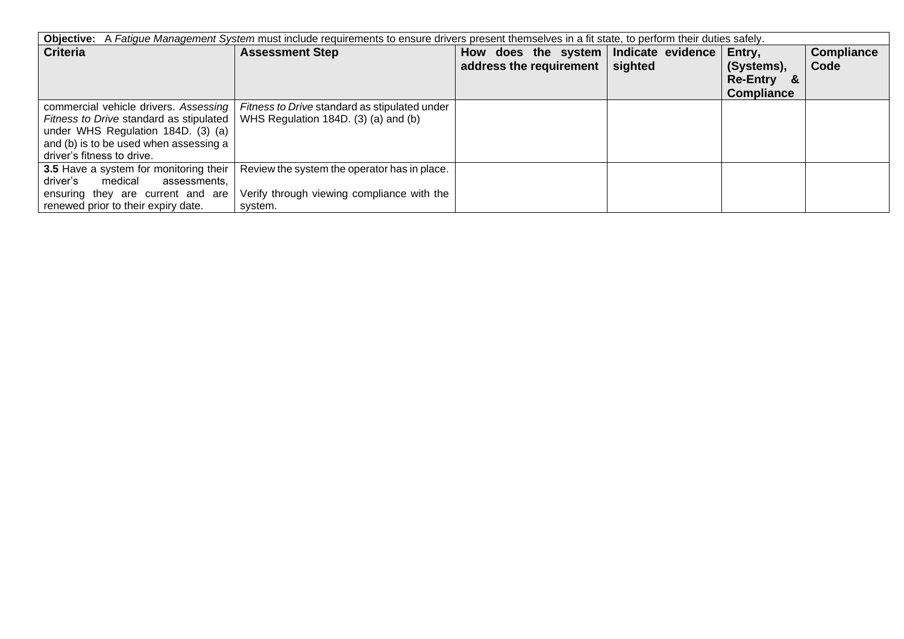| **Objective:** A *Fatigue Management System* must include requirements to ensure drivers present themselves in a fit state, to perform their duties safely. | | | | | |
|---|---|---|---|---|---|
| **Criteria** | **Assessment Step** | **How does the system address the requirement** | **Indicate evidence sighted** | **Entry, (Systems), Re-Entry & Compliance** | **Compliance Code** |
| commercial vehicle drivers. *Assessing Fitness to Drive* standard as stipulated under WHS Regulation 184D. (3) (a) and (b) is to be used when assessing a driver's fitness to drive. | *Fitness to Drive* standard as stipulated under WHS Regulation 184D. (3) (a) and (b) | | | | |
| **3.5** Have a system for monitoring their driver's medical assessments, ensuring they are current and are renewed prior to their expiry date. | Review the system the operator has in place.<br><br>Verify through viewing compliance with the system. | | | | |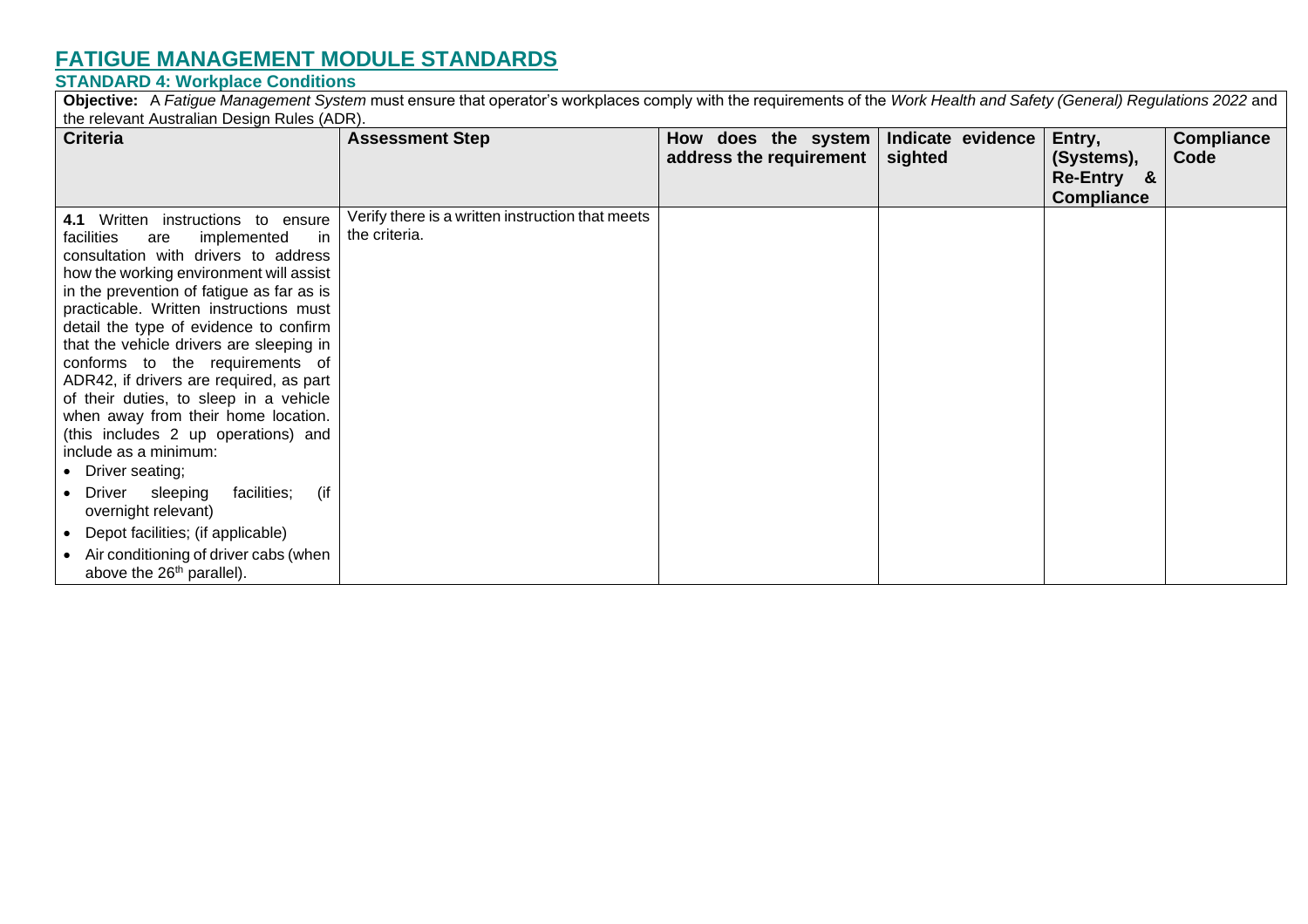# FATIGUE MANAGEMENT MODULE STANDARDS

## STANDARD 4: Workplace Conditions

**Objective:** A *Fatigue Management System* must ensure that operator's workplaces comply with the requirements of the *Work Health and Safety (General) Regulations 2022* and the relevant Australian Design Rules (ADR).

| Criteria | Assessment Step | How does the system address the requirement | Indicate evidence sighted | Entry, (Systems), Re-Entry & Compliance | Compliance Code |
|---|---|---|---|---|---|
| **4.1** Written instructions to ensure facilities are implemented in consultation with drivers to address how the working environment will assist in the prevention of fatigue as far as is practicable. Written instructions must detail the type of evidence to confirm that the vehicle drivers are sleeping in conforms to the requirements of ADR42, if drivers are required, as part of their duties, to sleep in a vehicle when away from their home location. (this includes 2 up operations) and include as a minimum: <br>• Driver seating; <br>• Driver sleeping facilities; (if overnight relevant) <br>• Depot facilities; (if applicable) <br>• Air conditioning of driver cabs (when above the 26th parallel). | Verify there is a written instruction that meets the criteria. | | | | |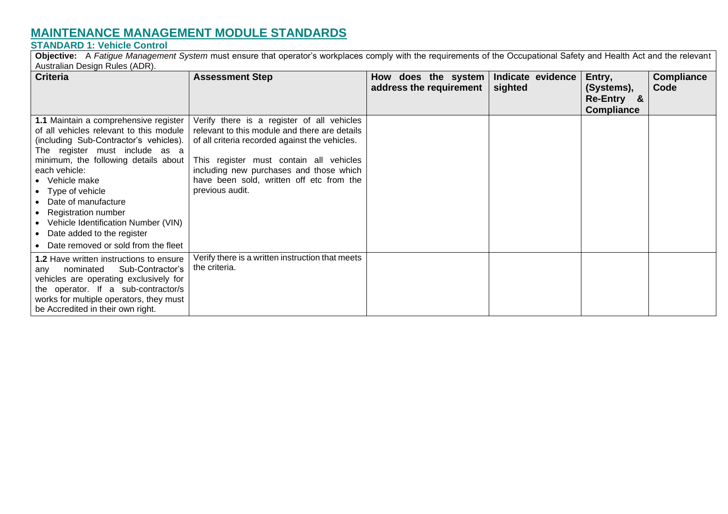# MAINTENANCE MANAGEMENT MODULE STANDARDS

## STANDARD 1: Vehicle Control

**Objective:** A *Fatigue Management System* must ensure that operator's workplaces comply with the requirements of the Occupational Safety and Health Act and the relevant Australian Design Rules (ADR).

| Criteria | Assessment Step | How does the system address the requirement | Indicate evidence sighted | Entry, (Systems), Re-Entry & Compliance | Compliance Code |
|---|---|---|---|---|---|
| **1.1** Maintain a comprehensive register of all vehicles relevant to this module (including Sub-Contractor's vehicles). The register must include as a minimum, the following details about each vehicle:<br>• Vehicle make<br>• Type of vehicle<br>• Date of manufacture<br>• Registration number<br>• Vehicle Identification Number (VIN)<br>• Date added to the register<br>• Date removed or sold from the fleet | Verify there is a register of all vehicles relevant to this module and there are details of all criteria recorded against the vehicles.<br><br>This register must contain all vehicles including new purchases and those which have been sold, written off etc from the previous audit. | | | | |
| **1.2** Have written instructions to ensure any nominated Sub-Contractor's vehicles are operating exclusively for the operator. If a sub-contractor/s works for multiple operators, they must be Accredited in their own right. | Verify there is a written instruction that meets the criteria. | | | | |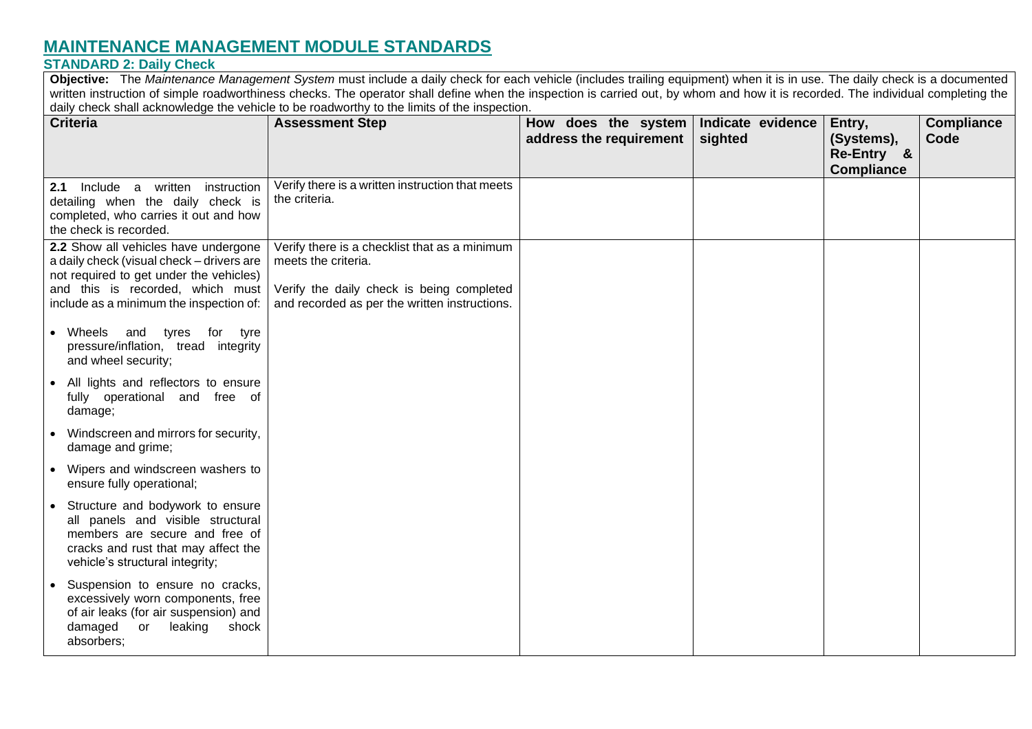# MAINTENANCE MANAGEMENT MODULE STANDARDS

## STANDARD 2: Daily Check

**Objective:** The *Maintenance Management System* must include a daily check for each vehicle (includes trailing equipment) when it is in use. The daily check is a documented written instruction of simple roadworthiness checks. The operator shall define when the inspection is carried out, by whom and how it is recorded. The individual completing the daily check shall acknowledge the vehicle to be roadworthy to the limits of the inspection.

| Criteria | Assessment Step | How does the system address the requirement | Indicate evidence sighted | Entry, (Systems), Re-Entry & Compliance | Compliance Code |
|---|---|---|---|---|---|
| **2.1** Include a written instruction detailing when the daily check is completed, who carries it out and how the check is recorded. | Verify there is a written instruction that meets the criteria. | | | | |
| **2.2** Show all vehicles have undergone a daily check (visual check – drivers are not required to get under the vehicles) and this is recorded, which must include as a minimum the inspection of:<br><br>• Wheels and tyres for tyre pressure/inflation, tread integrity and wheel security;<br>• All lights and reflectors to ensure fully operational and free of damage;<br>• Windscreen and mirrors for security, damage and grime;<br>• Wipers and windscreen washers to ensure fully operational;<br>• Structure and bodywork to ensure all panels and visible structural members are secure and free of cracks and rust that may affect the vehicle's structural integrity;<br>• Suspension to ensure no cracks, excessively worn components, free of air leaks (for air suspension) and damaged or leaking shock absorbers; | Verify there is a checklist that as a minimum meets the criteria.<br><br>Verify the daily check is being completed and recorded as per the written instructions. | | | | |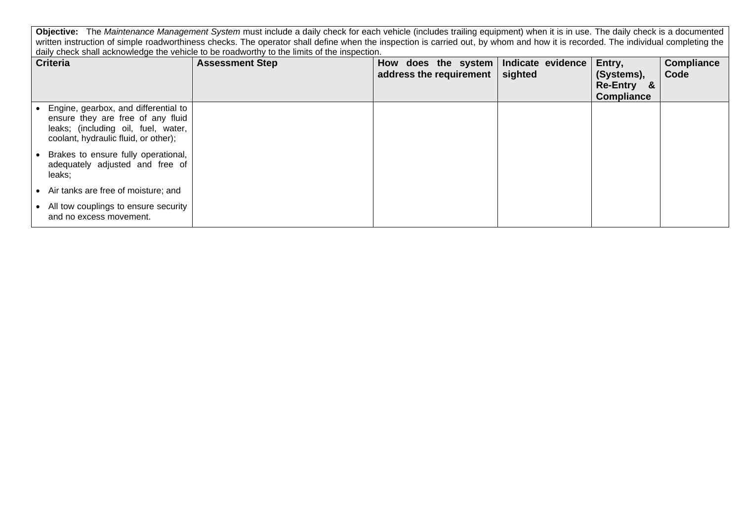**Objective:** The *Maintenance Management System* must include a daily check for each vehicle (includes trailing equipment) when it is in use. The daily check is a documented written instruction of simple roadworthiness checks. The operator shall define when the inspection is carried out, by whom and how it is recorded. The individual completing the daily check shall acknowledge the vehicle to be roadworthy to the limits of the inspection.

| Criteria | Assessment Step | How does the system address the requirement | Indicate evidence sighted | Entry, (Systems), Re-Entry & Compliance | Compliance Code |
|---|---|---|---|---|---|
| • Engine, gearbox, and differential to ensure they are free of any fluid leaks; (including oil, fuel, water, coolant, hydraulic fluid, or other);<br>• Brakes to ensure fully operational, adequately adjusted and free of leaks;<br>• Air tanks are free of moisture; and<br>• All tow couplings to ensure security and no excess movement. | | | | | |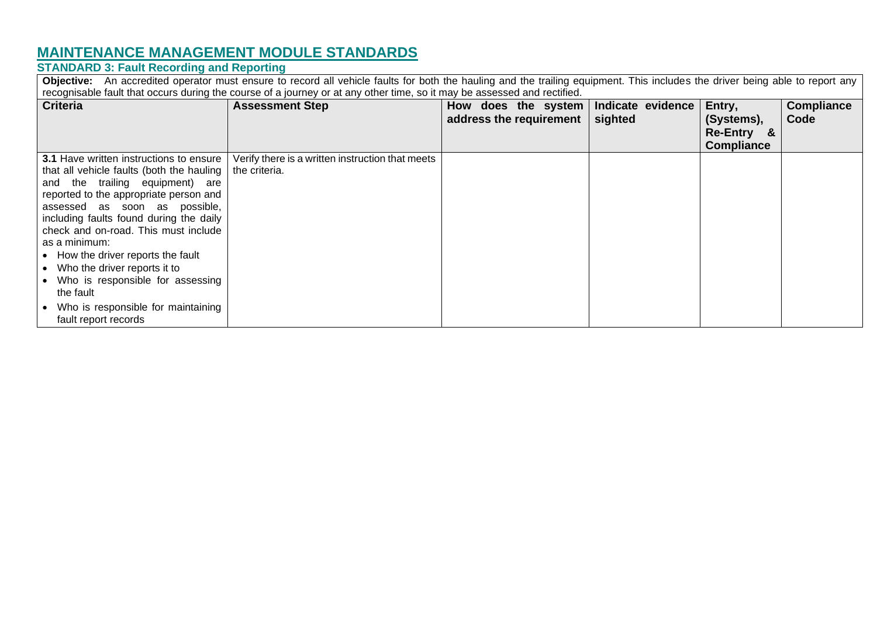# MAINTENANCE MANAGEMENT MODULE STANDARDS

## STANDARD 3: Fault Recording and Reporting

**Objective:** An accredited operator must ensure to record all vehicle faults for both the hauling and the trailing equipment. This includes the driver being able to report any recognisable fault that occurs during the course of a journey or at any other time, so it may be assessed and rectified.

| Criteria | Assessment Step | How does the system address the requirement | Indicate evidence sighted | Entry, (Systems), Re-Entry & Compliance | Compliance Code |
|---|---|---|---|---|---|
| **3.1** Have written instructions to ensure that all vehicle faults (both the hauling and the trailing equipment) are reported to the appropriate person and assessed as soon as possible, including faults found during the daily check and on-road. This must include as a minimum:<br>• How the driver reports the fault<br>• Who the driver reports it to<br>• Who is responsible for assessing the fault<br>• Who is responsible for maintaining fault report records | Verify there is a written instruction that meets the criteria. | | | | |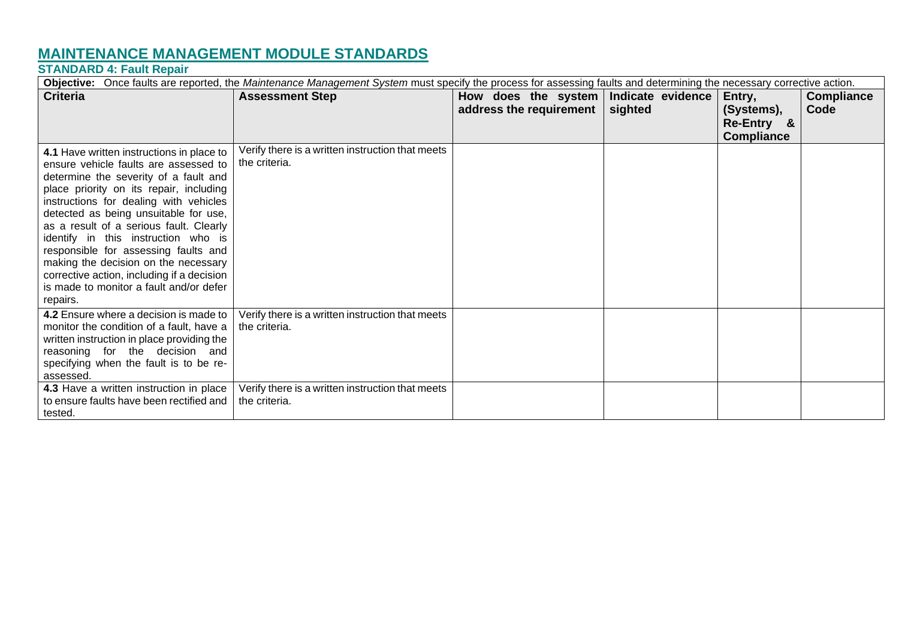# MAINTENANCE MANAGEMENT MODULE STANDARDS

## STANDARD 4: Fault Repair

| **Objective:** Once faults are reported, the *Maintenance Management System* must specify the process for assessing faults and determining the necessary corrective action. | | | | | |
|---|---|---|---|---|---|
| **Criteria** | **Assessment Step** | **How does the system address the requirement** | **Indicate evidence sighted** | **Entry, (Systems), Re-Entry & Compliance** | **Compliance Code** |
| **4.1** Have written instructions in place to ensure vehicle faults are assessed to determine the severity of a fault and place priority on its repair, including instructions for dealing with vehicles detected as being unsuitable for use, as a result of a serious fault. Clearly identify in this instruction who is responsible for assessing faults and making the decision on the necessary corrective action, including if a decision is made to monitor a fault and/or defer repairs. | Verify there is a written instruction that meets the criteria. | | | | |
| **4.2** Ensure where a decision is made to monitor the condition of a fault, have a written instruction in place providing the reasoning for the decision and specifying when the fault is to be re-assessed. | Verify there is a written instruction that meets the criteria. | | | | |
| **4.3** Have a written instruction in place to ensure faults have been rectified and tested. | Verify there is a written instruction that meets the criteria. | | | | |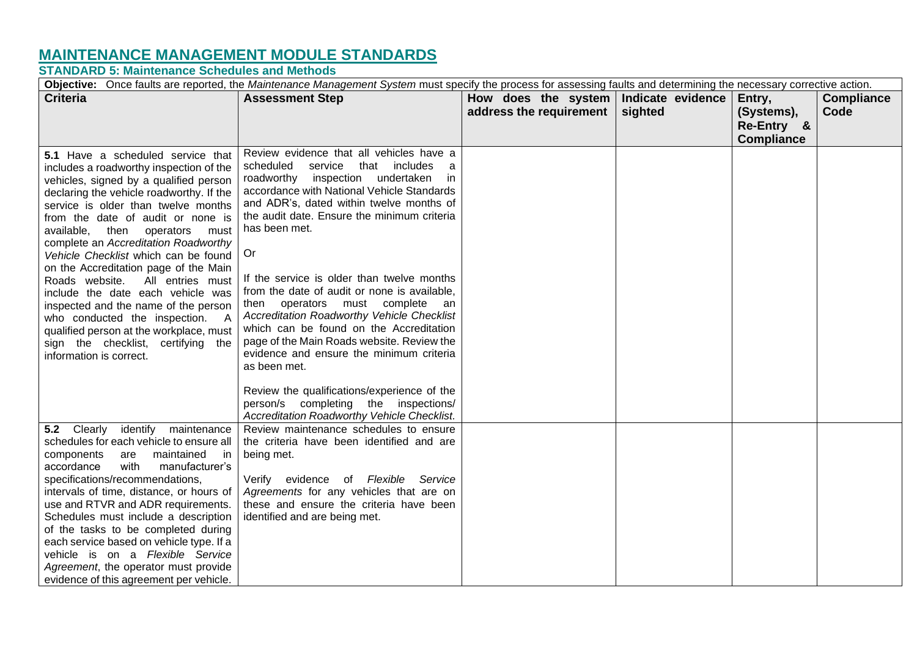# MAINTENANCE MANAGEMENT MODULE STANDARDS

## STANDARD 5: Maintenance Schedules and Methods

| **Objective:** Once faults are reported, the *Maintenance Management System* must specify the process for assessing faults and determining the necessary corrective action. | | | | | |
|---|---|---|---|---|---|
| **Criteria** | **Assessment Step** | **How does the system address the requirement** | **Indicate evidence sighted** | **Entry, (Systems), Re-Entry & Compliance** | **Compliance Code** |
| **5.1** Have a scheduled service that includes a roadworthy inspection of the vehicles, signed by a qualified person declaring the vehicle roadworthy. If the service is older than twelve months from the date of audit or none is available, then operators must complete an *Accreditation Roadworthy Vehicle Checklist* which can be found on the Accreditation page of the Main Roads website. All entries must include the date each vehicle was inspected and the name of the person who conducted the inspection. A qualified person at the workplace, must sign the checklist, certifying the information is correct. | Review evidence that all vehicles have a scheduled service that includes a roadworthy inspection undertaken in accordance with National Vehicle Standards and ADR's, dated within twelve months of the audit date. Ensure the minimum criteria has been met.<br><br>Or<br><br>If the service is older than twelve months from the date of audit or none is available, then operators must complete an *Accreditation Roadworthy Vehicle Checklist* which can be found on the Accreditation page of the Main Roads website. Review the evidence and ensure the minimum criteria as been met.<br><br>Review the qualifications/experience of the person/s completing the inspections/ *Accreditation Roadworthy Vehicle Checklist.* | | | | |
| **5.2** Clearly identify maintenance schedules for each vehicle to ensure all components are maintained in accordance with manufacturer's specifications/recommendations, intervals of time, distance, or hours of use and RTVR and ADR requirements. Schedules must include a description of the tasks to be completed during each service based on vehicle type. If a vehicle is on a *Flexible Service Agreement*, the operator must provide evidence of this agreement per vehicle. | Review maintenance schedules to ensure the criteria have been identified and are being met.<br><br>Verify evidence of *Flexible Service Agreements* for any vehicles that are on these and ensure the criteria have been identified and are being met. | | | | |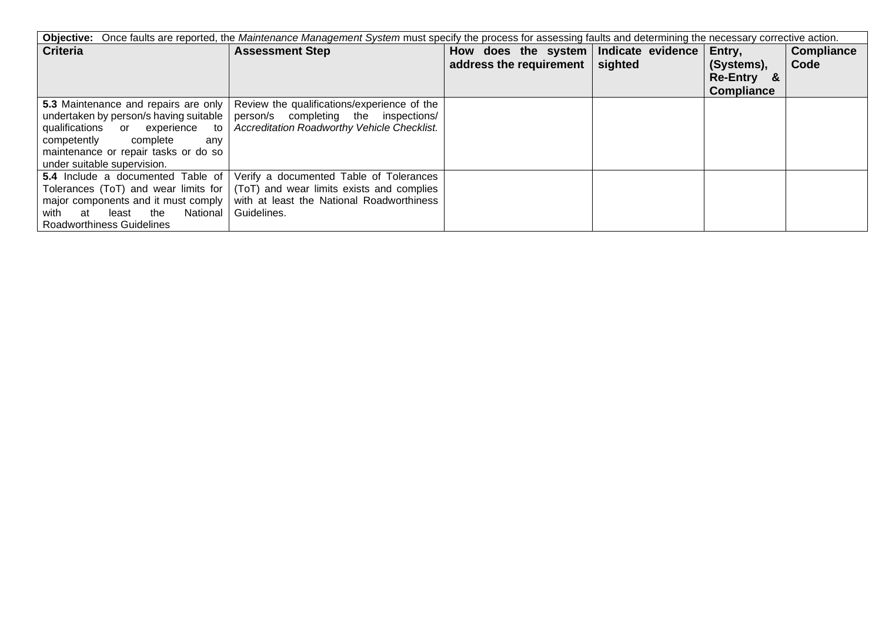| **Objective:** Once faults are reported, the *Maintenance Management System* must specify the process for assessing faults and determining the necessary corrective action. | | | | | |
|---|---|---|---|---|---|
| **Criteria** | **Assessment Step** | **How does the system address the requirement** | **Indicate evidence sighted** | **Entry, (Systems), Re-Entry & Compliance** | **Compliance Code** |
| **5.3** Maintenance and repairs are only undertaken by person/s having suitable qualifications or experience to competently complete any maintenance or repair tasks or do so under suitable supervision. | Review the qualifications/experience of the person/s completing the inspections/ *Accreditation Roadworthy Vehicle Checklist.* | | | | |
| **5.4** Include a documented Table of Tolerances (ToT) and wear limits for major components and it must comply with at least the National Roadworthiness Guidelines | Verify a documented Table of Tolerances (ToT) and wear limits exists and complies with at least the National Roadworthiness Guidelines. | | | | |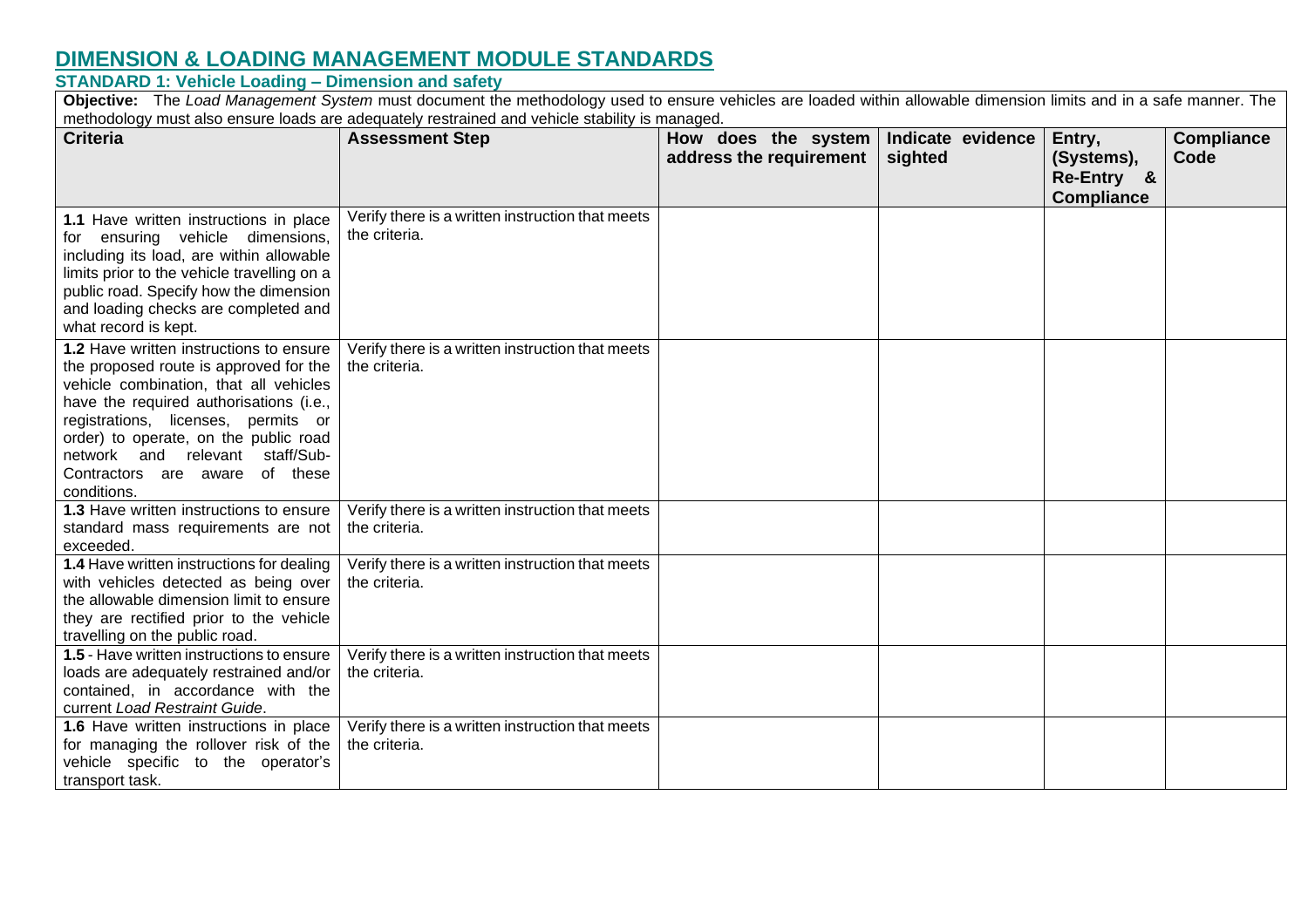# DIMENSION & LOADING MANAGEMENT MODULE STANDARDS

## STANDARD 1: Vehicle Loading – Dimension and safety

| **Objective:** The *Load Management System* must document the methodology used to ensure vehicles are loaded within allowable dimension limits and in a safe manner. The methodology must also ensure loads are adequately restrained and vehicle stability is managed. | | | | | |
|---|---|---|---|---|---|
| **Criteria** | **Assessment Step** | **How does the system address the requirement** | **Indicate evidence sighted** | **Entry, (Systems), Re-Entry & Compliance** | **Compliance Code** |
| **1.1** Have written instructions in place for ensuring vehicle dimensions, including its load, are within allowable limits prior to the vehicle travelling on a public road. Specify how the dimension and loading checks are completed and what record is kept. | Verify there is a written instruction that meets the criteria. | | | | |
| **1.2** Have written instructions to ensure the proposed route is approved for the vehicle combination, that all vehicles have the required authorisations (i.e., registrations, licenses, permits or order) to operate, on the public road network and relevant staff/Sub-Contractors are aware of these conditions. | Verify there is a written instruction that meets the criteria. | | | | |
| **1.3** Have written instructions to ensure standard mass requirements are not exceeded. | Verify there is a written instruction that meets the criteria. | | | | |
| **1.4** Have written instructions for dealing with vehicles detected as being over the allowable dimension limit to ensure they are rectified prior to the vehicle travelling on the public road. | Verify there is a written instruction that meets the criteria. | | | | |
| **1.5** - Have written instructions to ensure loads are adequately restrained and/or contained, in accordance with the current *Load Restraint Guide*. | Verify there is a written instruction that meets the criteria. | | | | |
| **1.6** Have written instructions in place for managing the rollover risk of the vehicle specific to the operator's transport task. | Verify there is a written instruction that meets the criteria. | | | | |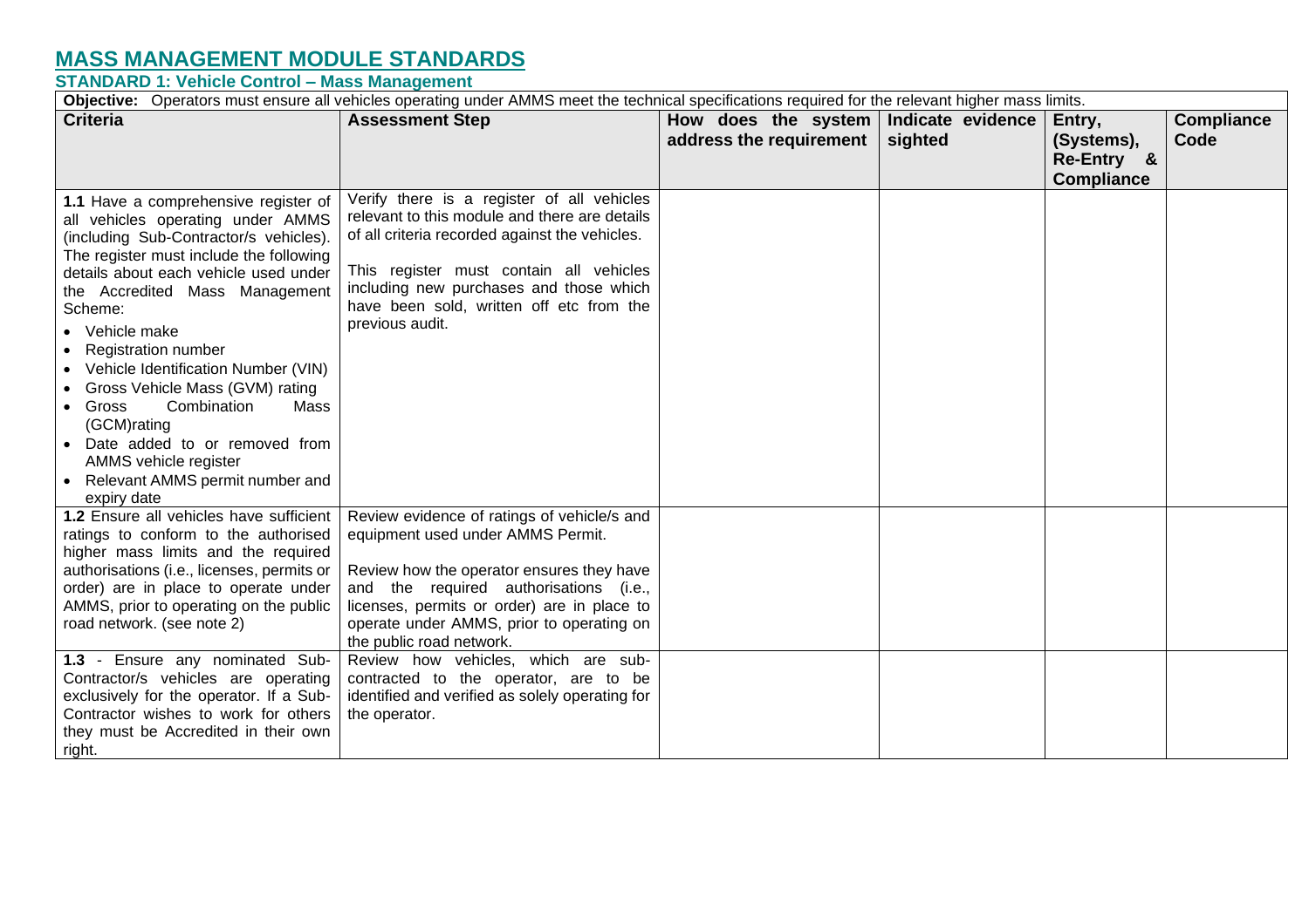# MASS MANAGEMENT MODULE STANDARDS

## STANDARD 1: Vehicle Control – Mass Management

**Objective:** Operators must ensure all vehicles operating under AMMS meet the technical specifications required for the relevant higher mass limits.

| Criteria | Assessment Step | How does the system address the requirement | Indicate evidence sighted | Entry, (Systems), Re-Entry & Compliance | Compliance Code |
|---|---|---|---|---|---|
| **1.1** Have a comprehensive register of all vehicles operating under AMMS (including Sub-Contractor/s vehicles). The register must include the following details about each vehicle used under the Accredited Mass Management Scheme: <br>• Vehicle make <br>• Registration number <br>• Vehicle Identification Number (VIN) <br>• Gross Vehicle Mass (GVM) rating <br>• Gross Combination Mass (GCM)rating <br>• Date added to or removed from AMMS vehicle register <br>• Relevant AMMS permit number and expiry date | Verify there is a register of all vehicles relevant to this module and there are details of all criteria recorded against the vehicles. <br><br>This register must contain all vehicles including new purchases and those which have been sold, written off etc from the previous audit. | | | | |
| **1.2** Ensure all vehicles have sufficient ratings to conform to the authorised higher mass limits and the required authorisations (i.e., licenses, permits or order) are in place to operate under AMMS, prior to operating on the public road network. (see note 2) | Review evidence of ratings of vehicle/s and equipment used under AMMS Permit. <br><br>Review how the operator ensures they have and the required authorisations (i.e., licenses, permits or order) are in place to operate under AMMS, prior to operating on the public road network. | | | | |
| **1.3** - Ensure any nominated Sub-Contractor/s vehicles are operating exclusively for the operator. If a Sub-Contractor wishes to work for others they must be Accredited in their own right. | Review how vehicles, which are sub-contracted to the operator, are to be identified and verified as solely operating for the operator. | | | | |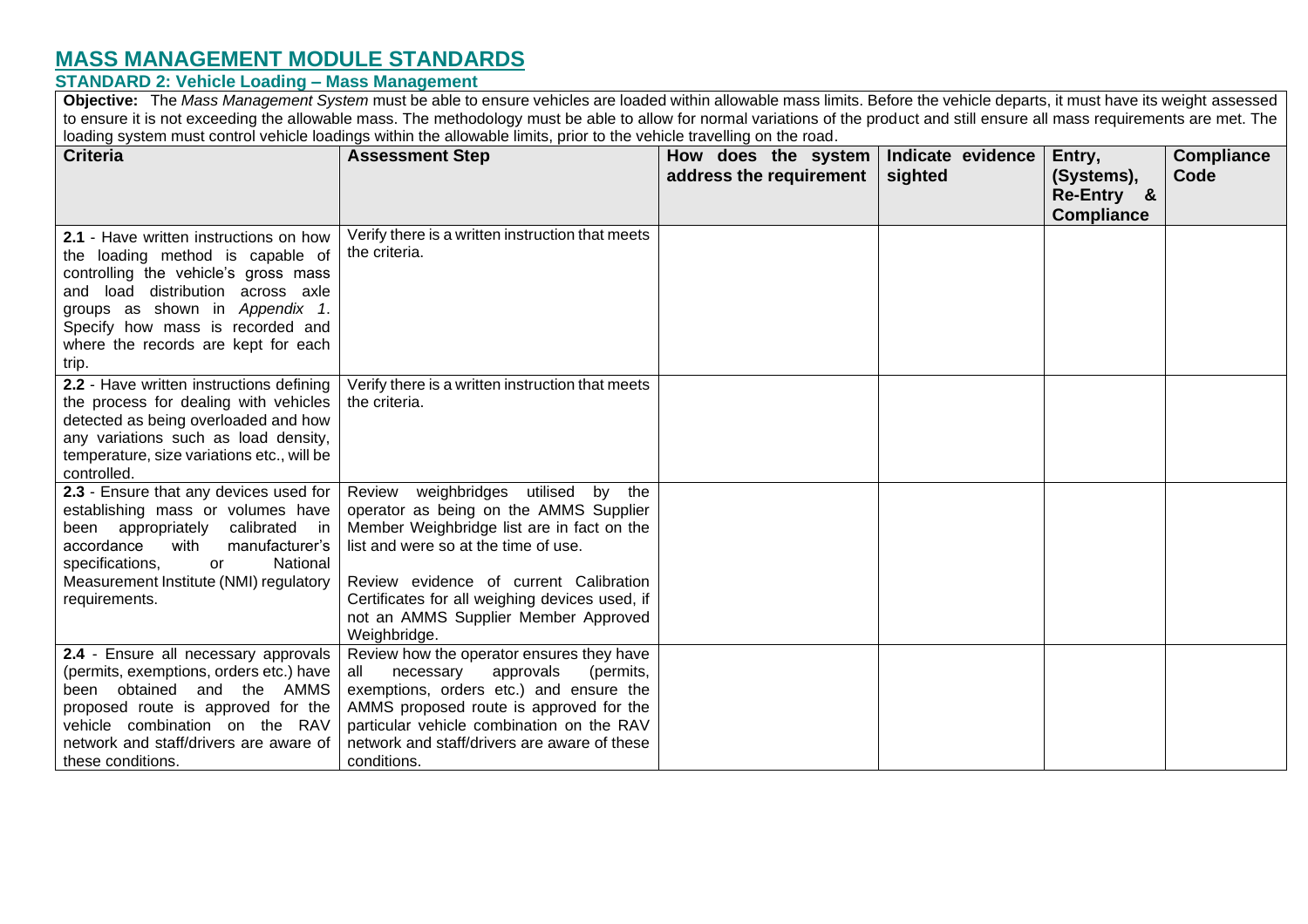# MASS MANAGEMENT MODULE STANDARDS

### STANDARD 2: Vehicle Loading – Mass Management

**Objective:** The *Mass Management System* must be able to ensure vehicles are loaded within allowable mass limits. Before the vehicle departs, it must have its weight assessed to ensure it is not exceeding the allowable mass. The methodology must be able to allow for normal variations of the product and still ensure all mass requirements are met. The loading system must control vehicle loadings within the allowable limits, prior to the vehicle travelling on the road.

| Criteria | Assessment Step | How does the system address the requirement | Indicate evidence sighted | Entry, (Systems), Re-Entry & Compliance | Compliance Code |
|---|---|---|---|---|---|
| **2.1** - Have written instructions on how the loading method is capable of controlling the vehicle's gross mass and load distribution across axle groups as shown in *Appendix 1*. Specify how mass is recorded and where the records are kept for each trip. | Verify there is a written instruction that meets the criteria. | | | | |
| **2.2** - Have written instructions defining the process for dealing with vehicles detected as being overloaded and how any variations such as load density, temperature, size variations etc., will be controlled. | Verify there is a written instruction that meets the criteria. | | | | |
| **2.3** - Ensure that any devices used for establishing mass or volumes have been appropriately calibrated in accordance with manufacturer's specifications, or National Measurement Institute (NMI) regulatory requirements. | Review weighbridges utilised by the operator as being on the AMMS Supplier Member Weighbridge list are in fact on the list and were so at the time of use.<br><br>Review evidence of current Calibration Certificates for all weighing devices used, if not an AMMS Supplier Member Approved Weighbridge. | | | | |
| **2.4** - Ensure all necessary approvals (permits, exemptions, orders etc.) have been obtained and the AMMS proposed route is approved for the vehicle combination on the RAV network and staff/drivers are aware of these conditions. | Review how the operator ensures they have all necessary approvals (permits, exemptions, orders etc.) and ensure the AMMS proposed route is approved for the particular vehicle combination on the RAV network and staff/drivers are aware of these conditions. | | | | |